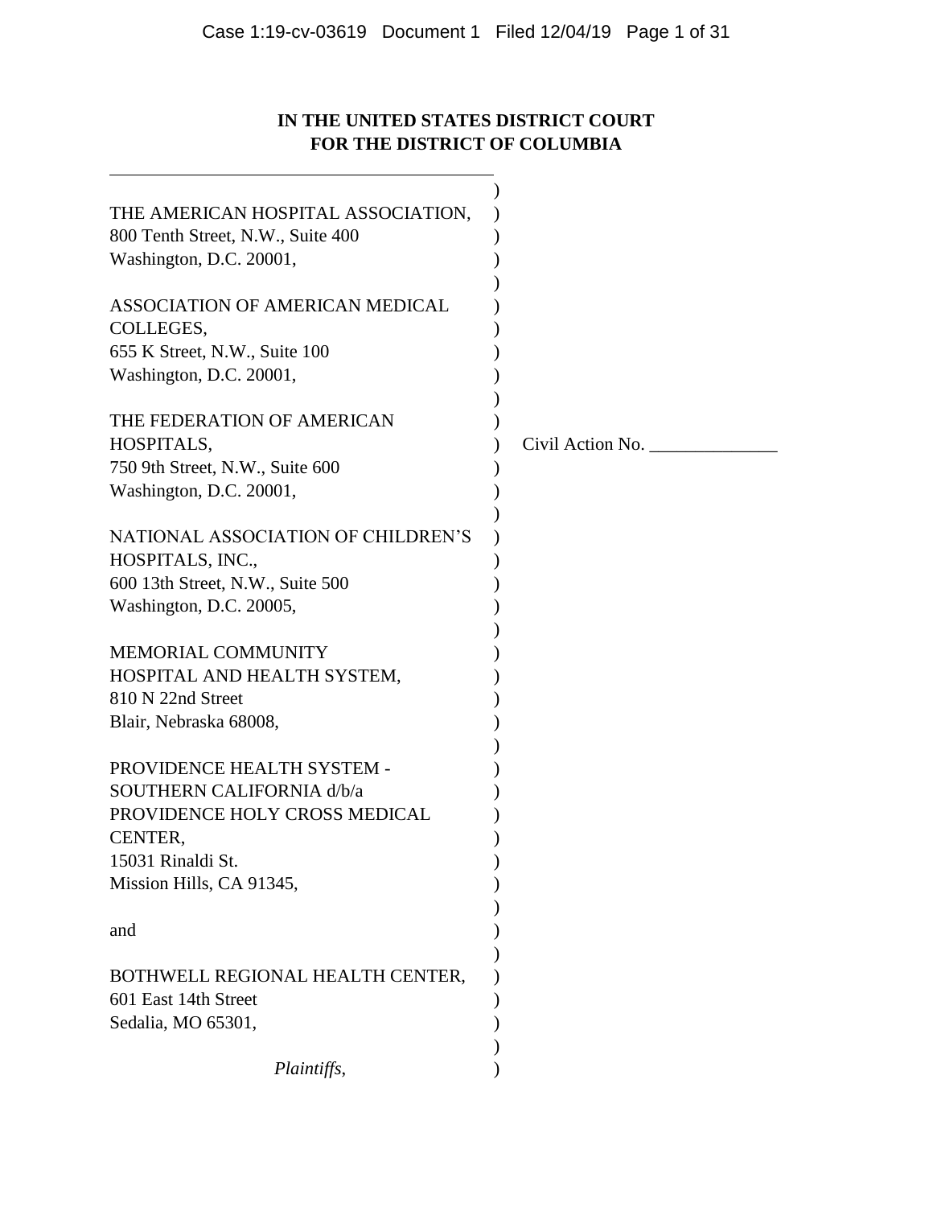**IN THE UNITED STATES DISTRICT COURT**
**FOR THE DISTRICT OF COLUMBIA**

THE AMERICAN HOSPITAL ASSOCIATION,
800 Tenth Street, N.W., Suite 400
Washington, D.C. 20001,

ASSOCIATION OF AMERICAN MEDICAL COLLEGES,
655 K Street, N.W., Suite 100
Washington, D.C. 20001,

THE FEDERATION OF AMERICAN HOSPITALS,
750 9th Street, N.W., Suite 600
Washington, D.C. 20001,

NATIONAL ASSOCIATION OF CHILDREN'S HOSPITALS, INC.,
600 13th Street, N.W., Suite 500
Washington, D.C. 20005,

MEMORIAL COMMUNITY HOSPITAL AND HEALTH SYSTEM,
810 N 22nd Street
Blair, Nebraska 68008,

PROVIDENCE HEALTH SYSTEM - SOUTHERN CALIFORNIA d/b/a PROVIDENCE HOLY CROSS MEDICAL CENTER,
15031 Rinaldi St.
Mission Hills, CA 91345,

and

BOTHWELL REGIONAL HEALTH CENTER,
601 East 14th Street
Sedalia, MO 65301,

*Plaintiffs*,

Civil Action No. ______________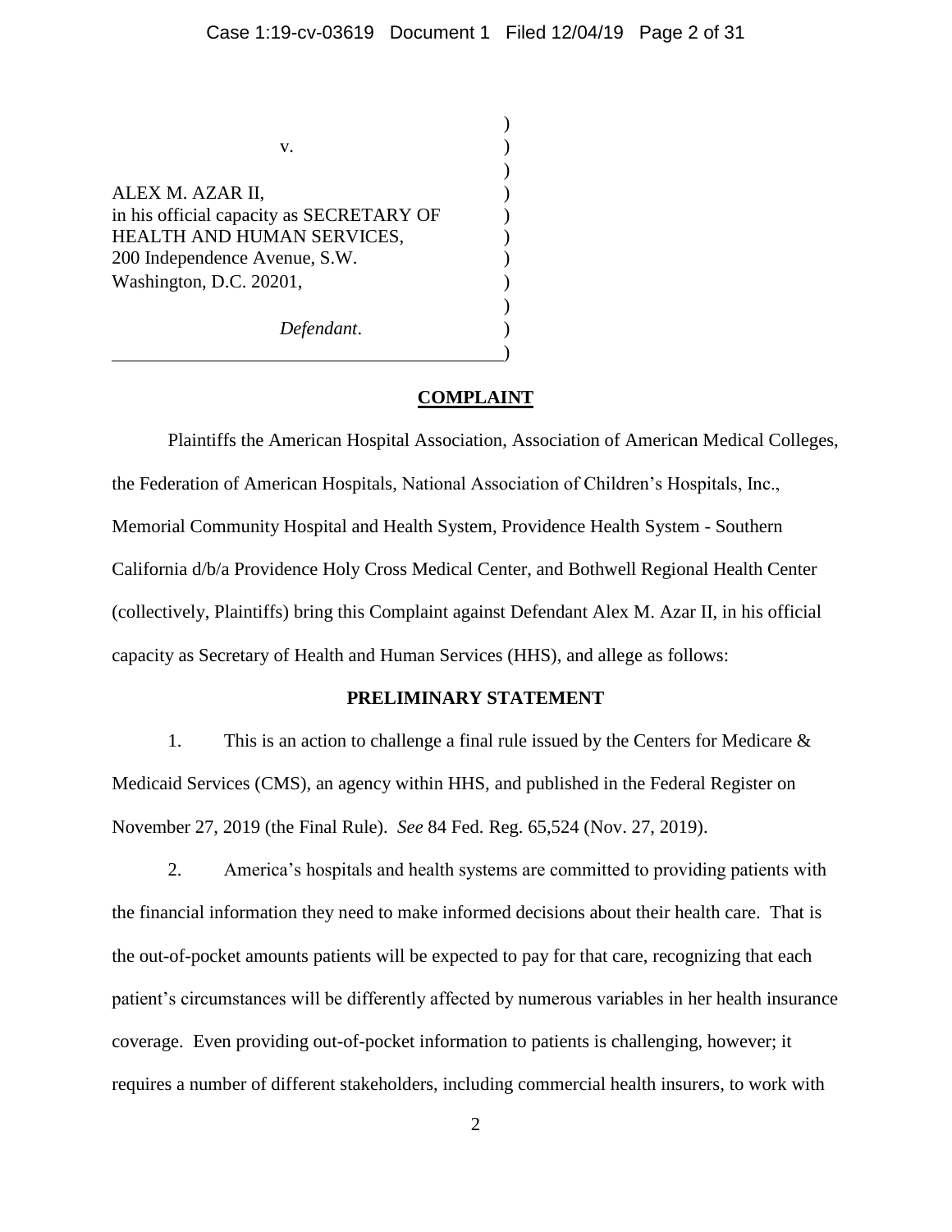v.

ALEX M. AZAR II,
in his official capacity as SECRETARY OF HEALTH AND HUMAN SERVICES,
200 Independence Avenue, S.W.
Washington, D.C. 20201,

*Defendant*.

## COMPLAINT

Plaintiffs the American Hospital Association, Association of American Medical Colleges, the Federation of American Hospitals, National Association of Children's Hospitals, Inc., Memorial Community Hospital and Health System, Providence Health System - Southern California d/b/a Providence Holy Cross Medical Center, and Bothwell Regional Health Center (collectively, Plaintiffs) bring this Complaint against Defendant Alex M. Azar II, in his official capacity as Secretary of Health and Human Services (HHS), and allege as follows:

### PRELIMINARY STATEMENT

1. This is an action to challenge a final rule issued by the Centers for Medicare & Medicaid Services (CMS), an agency within HHS, and published in the Federal Register on November 27, 2019 (the Final Rule). *See* 84 Fed. Reg. 65,524 (Nov. 27, 2019).

2. America's hospitals and health systems are committed to providing patients with the financial information they need to make informed decisions about their health care. That is the out-of-pocket amounts patients will be expected to pay for that care, recognizing that each patient's circumstances will be differently affected by numerous variables in her health insurance coverage. Even providing out-of-pocket information to patients is challenging, however; it requires a number of different stakeholders, including commercial health insurers, to work with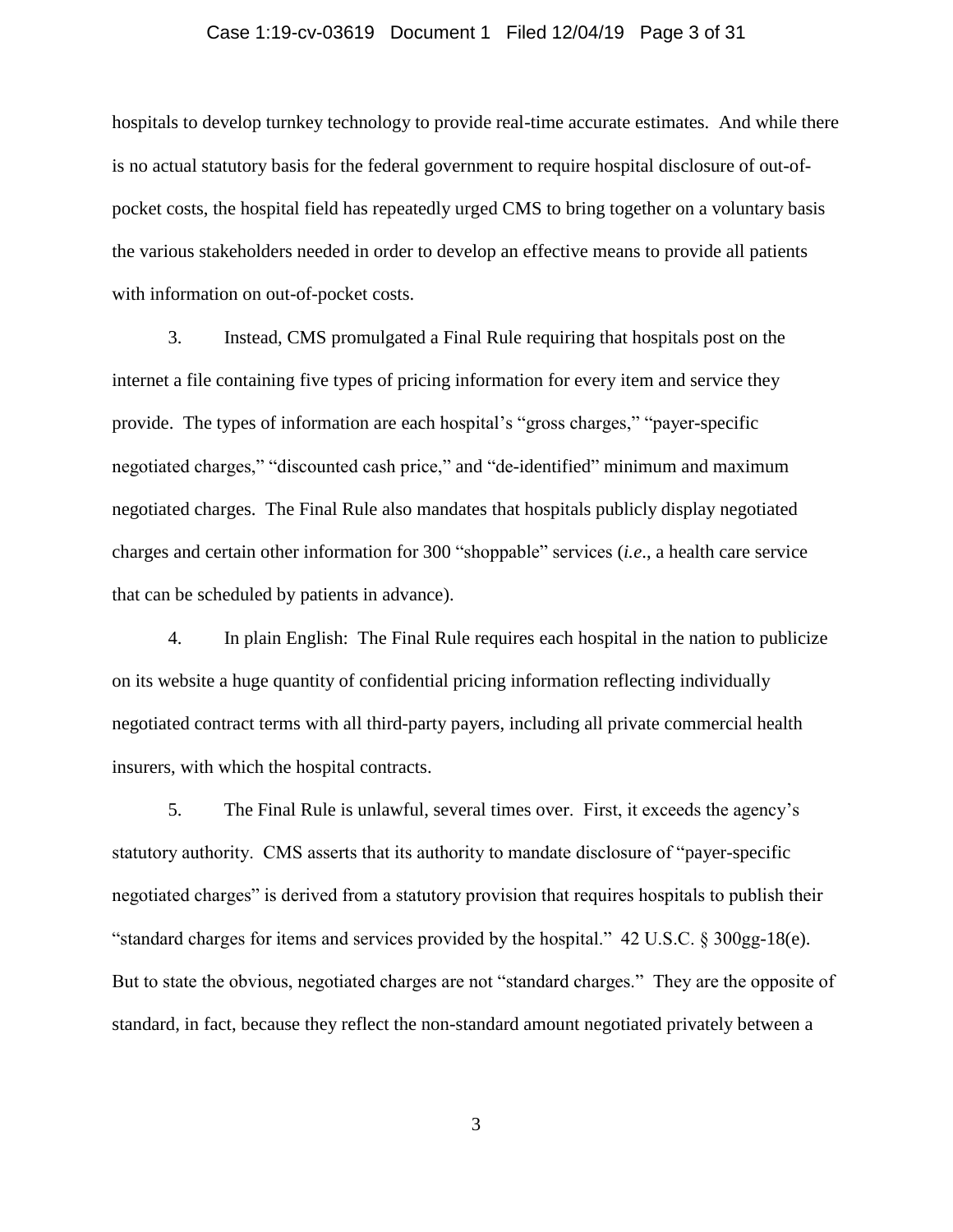hospitals to develop turnkey technology to provide real-time accurate estimates. And while there is no actual statutory basis for the federal government to require hospital disclosure of out-of-pocket costs, the hospital field has repeatedly urged CMS to bring together on a voluntary basis the various stakeholders needed in order to develop an effective means to provide all patients with information on out-of-pocket costs.

3. Instead, CMS promulgated a Final Rule requiring that hospitals post on the internet a file containing five types of pricing information for every item and service they provide. The types of information are each hospital's "gross charges," "payer-specific negotiated charges," "discounted cash price," and "de-identified" minimum and maximum negotiated charges. The Final Rule also mandates that hospitals publicly display negotiated charges and certain other information for 300 "shoppable" services (*i.e.*, a health care service that can be scheduled by patients in advance).

4. In plain English: The Final Rule requires each hospital in the nation to publicize on its website a huge quantity of confidential pricing information reflecting individually negotiated contract terms with all third-party payers, including all private commercial health insurers, with which the hospital contracts.

5. The Final Rule is unlawful, several times over. First, it exceeds the agency's statutory authority. CMS asserts that its authority to mandate disclosure of "payer-specific negotiated charges" is derived from a statutory provision that requires hospitals to publish their "standard charges for items and services provided by the hospital." 42 U.S.C. § 300gg-18(e). But to state the obvious, negotiated charges are not "standard charges." They are the opposite of standard, in fact, because they reflect the non-standard amount negotiated privately between a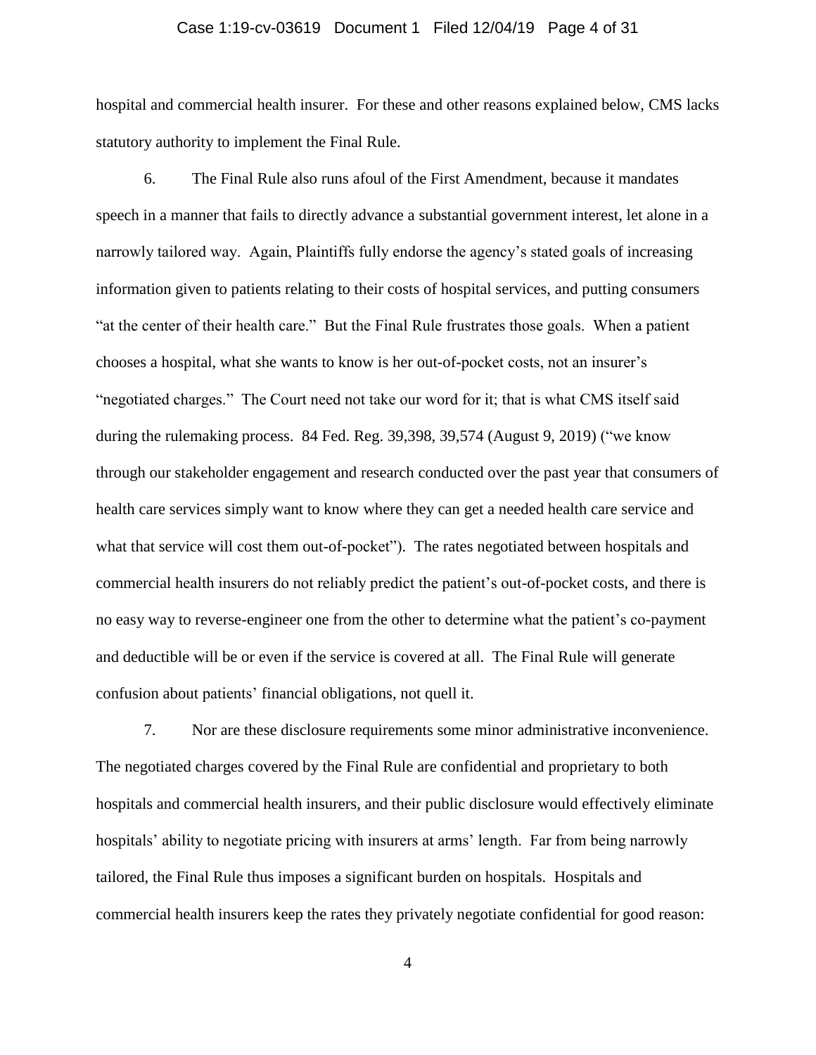hospital and commercial health insurer. For these and other reasons explained below, CMS lacks statutory authority to implement the Final Rule.

6. The Final Rule also runs afoul of the First Amendment, because it mandates speech in a manner that fails to directly advance a substantial government interest, let alone in a narrowly tailored way. Again, Plaintiffs fully endorse the agency's stated goals of increasing information given to patients relating to their costs of hospital services, and putting consumers "at the center of their health care." But the Final Rule frustrates those goals. When a patient chooses a hospital, what she wants to know is her out-of-pocket costs, not an insurer's "negotiated charges." The Court need not take our word for it; that is what CMS itself said during the rulemaking process. 84 Fed. Reg. 39,398, 39,574 (August 9, 2019) ("we know through our stakeholder engagement and research conducted over the past year that consumers of health care services simply want to know where they can get a needed health care service and what that service will cost them out-of-pocket"). The rates negotiated between hospitals and commercial health insurers do not reliably predict the patient's out-of-pocket costs, and there is no easy way to reverse-engineer one from the other to determine what the patient's co-payment and deductible will be or even if the service is covered at all. The Final Rule will generate confusion about patients' financial obligations, not quell it.

7. Nor are these disclosure requirements some minor administrative inconvenience. The negotiated charges covered by the Final Rule are confidential and proprietary to both hospitals and commercial health insurers, and their public disclosure would effectively eliminate hospitals' ability to negotiate pricing with insurers at arms' length. Far from being narrowly tailored, the Final Rule thus imposes a significant burden on hospitals. Hospitals and commercial health insurers keep the rates they privately negotiate confidential for good reason: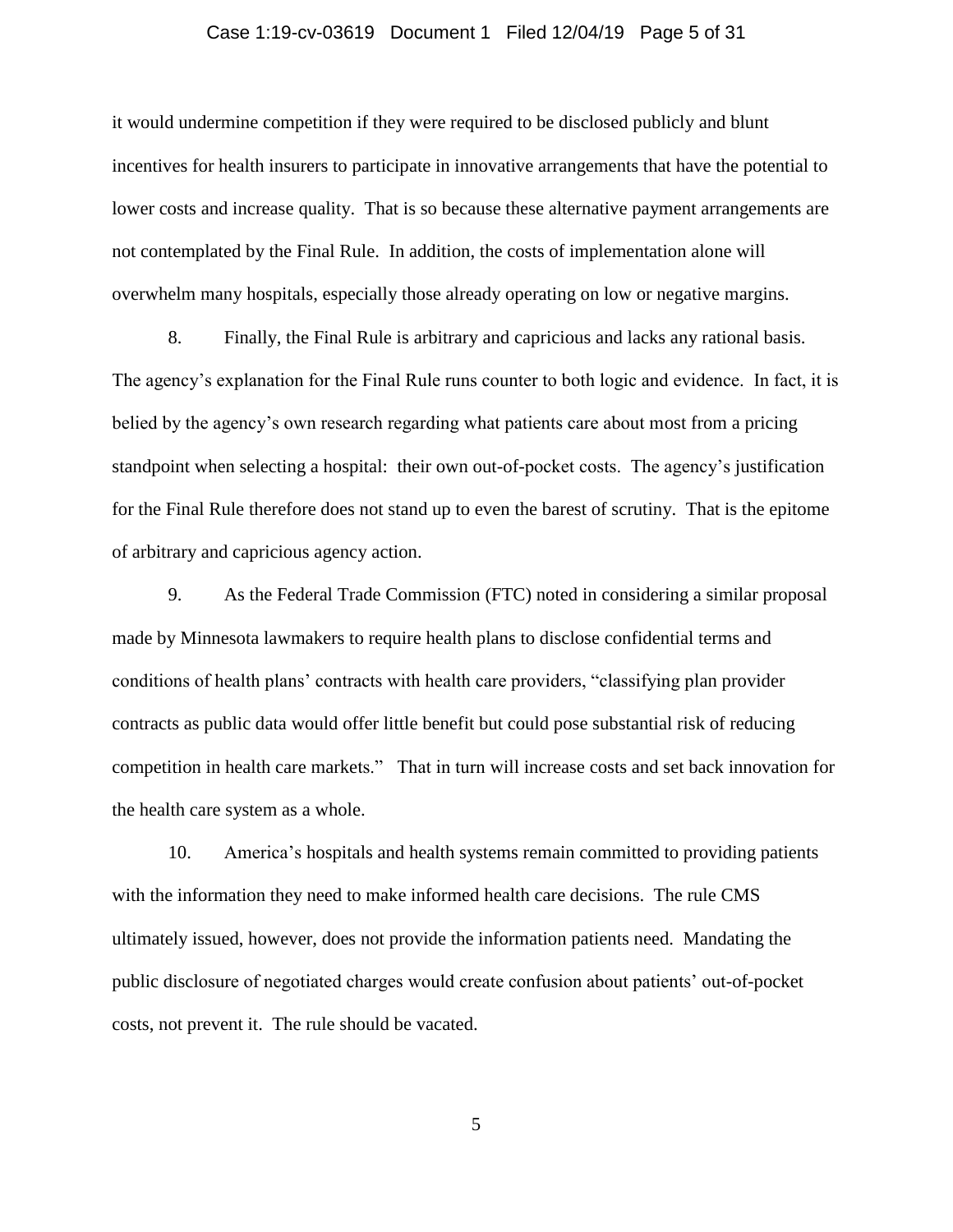it would undermine competition if they were required to be disclosed publicly and blunt incentives for health insurers to participate in innovative arrangements that have the potential to lower costs and increase quality. That is so because these alternative payment arrangements are not contemplated by the Final Rule. In addition, the costs of implementation alone will overwhelm many hospitals, especially those already operating on low or negative margins.

8. Finally, the Final Rule is arbitrary and capricious and lacks any rational basis. The agency's explanation for the Final Rule runs counter to both logic and evidence. In fact, it is belied by the agency's own research regarding what patients care about most from a pricing standpoint when selecting a hospital: their own out-of-pocket costs. The agency's justification for the Final Rule therefore does not stand up to even the barest of scrutiny. That is the epitome of arbitrary and capricious agency action.

9. As the Federal Trade Commission (FTC) noted in considering a similar proposal made by Minnesota lawmakers to require health plans to disclose confidential terms and conditions of health plans' contracts with health care providers, "classifying plan provider contracts as public data would offer little benefit but could pose substantial risk of reducing competition in health care markets." That in turn will increase costs and set back innovation for the health care system as a whole.

10. America's hospitals and health systems remain committed to providing patients with the information they need to make informed health care decisions. The rule CMS ultimately issued, however, does not provide the information patients need. Mandating the public disclosure of negotiated charges would create confusion about patients' out-of-pocket costs, not prevent it. The rule should be vacated.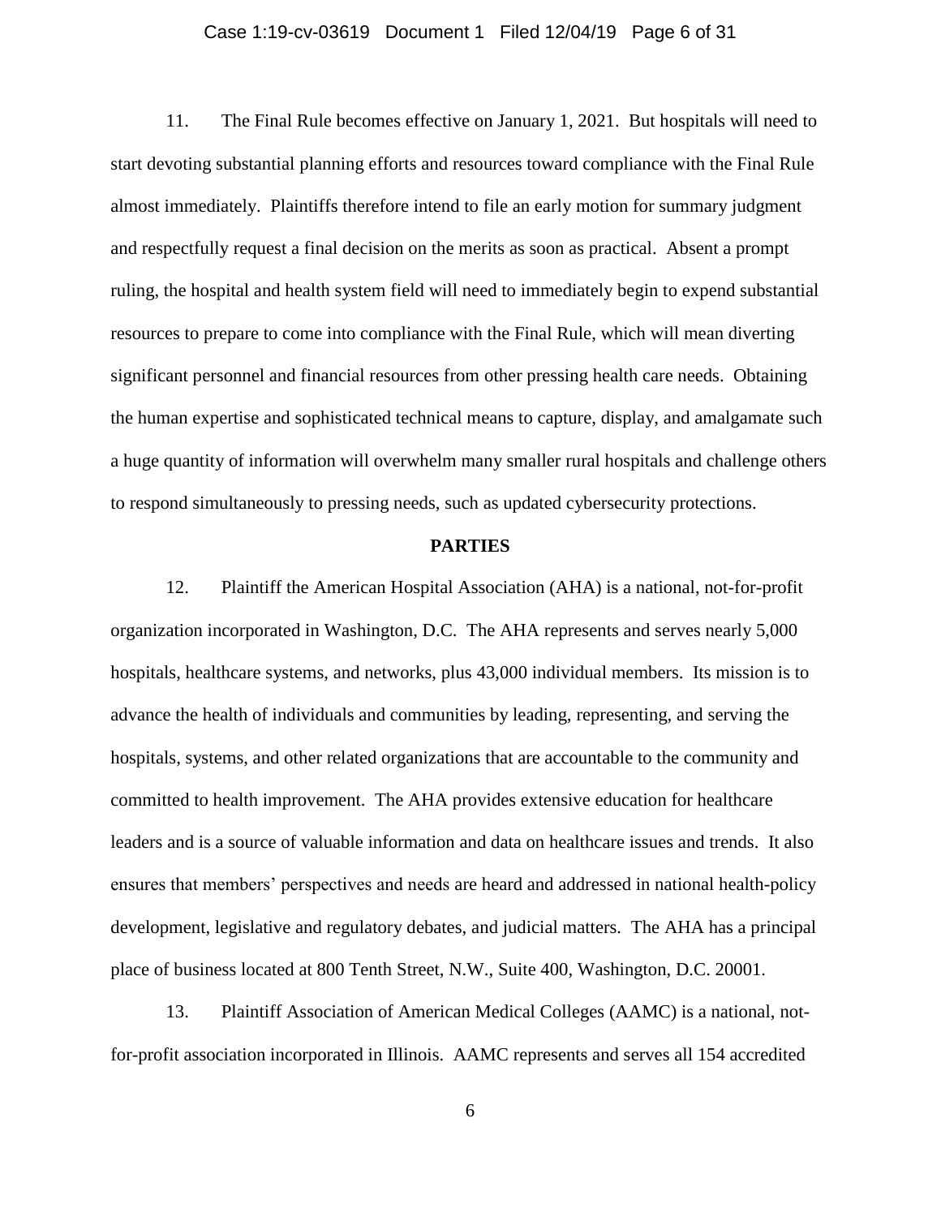11. The Final Rule becomes effective on January 1, 2021. But hospitals will need to start devoting substantial planning efforts and resources toward compliance with the Final Rule almost immediately. Plaintiffs therefore intend to file an early motion for summary judgment and respectfully request a final decision on the merits as soon as practical. Absent a prompt ruling, the hospital and health system field will need to immediately begin to expend substantial resources to prepare to come into compliance with the Final Rule, which will mean diverting significant personnel and financial resources from other pressing health care needs. Obtaining the human expertise and sophisticated technical means to capture, display, and amalgamate such a huge quantity of information will overwhelm many smaller rural hospitals and challenge others to respond simultaneously to pressing needs, such as updated cybersecurity protections.

**PARTIES**

12. Plaintiff the American Hospital Association (AHA) is a national, not-for-profit organization incorporated in Washington, D.C. The AHA represents and serves nearly 5,000 hospitals, healthcare systems, and networks, plus 43,000 individual members. Its mission is to advance the health of individuals and communities by leading, representing, and serving the hospitals, systems, and other related organizations that are accountable to the community and committed to health improvement. The AHA provides extensive education for healthcare leaders and is a source of valuable information and data on healthcare issues and trends. It also ensures that members' perspectives and needs are heard and addressed in national health-policy development, legislative and regulatory debates, and judicial matters. The AHA has a principal place of business located at 800 Tenth Street, N.W., Suite 400, Washington, D.C. 20001.

13. Plaintiff Association of American Medical Colleges (AAMC) is a national, not-for-profit association incorporated in Illinois. AAMC represents and serves all 154 accredited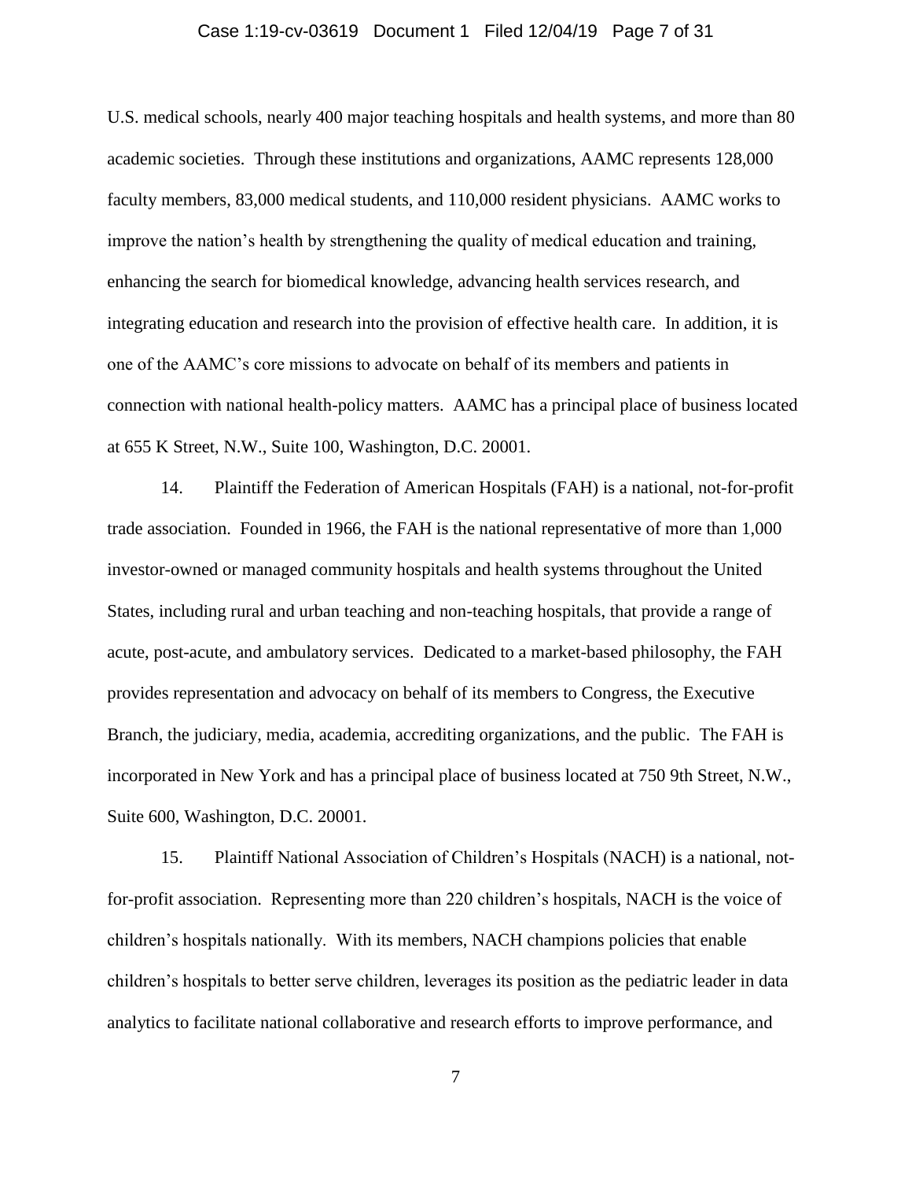U.S. medical schools, nearly 400 major teaching hospitals and health systems, and more than 80 academic societies. Through these institutions and organizations, AAMC represents 128,000 faculty members, 83,000 medical students, and 110,000 resident physicians. AAMC works to improve the nation's health by strengthening the quality of medical education and training, enhancing the search for biomedical knowledge, advancing health services research, and integrating education and research into the provision of effective health care. In addition, it is one of the AAMC's core missions to advocate on behalf of its members and patients in connection with national health-policy matters. AAMC has a principal place of business located at 655 K Street, N.W., Suite 100, Washington, D.C. 20001.

14. Plaintiff the Federation of American Hospitals (FAH) is a national, not-for-profit trade association. Founded in 1966, the FAH is the national representative of more than 1,000 investor-owned or managed community hospitals and health systems throughout the United States, including rural and urban teaching and non-teaching hospitals, that provide a range of acute, post-acute, and ambulatory services. Dedicated to a market-based philosophy, the FAH provides representation and advocacy on behalf of its members to Congress, the Executive Branch, the judiciary, media, academia, accrediting organizations, and the public. The FAH is incorporated in New York and has a principal place of business located at 750 9th Street, N.W., Suite 600, Washington, D.C. 20001.

15. Plaintiff National Association of Children's Hospitals (NACH) is a national, not-for-profit association. Representing more than 220 children's hospitals, NACH is the voice of children's hospitals nationally. With its members, NACH champions policies that enable children's hospitals to better serve children, leverages its position as the pediatric leader in data analytics to facilitate national collaborative and research efforts to improve performance, and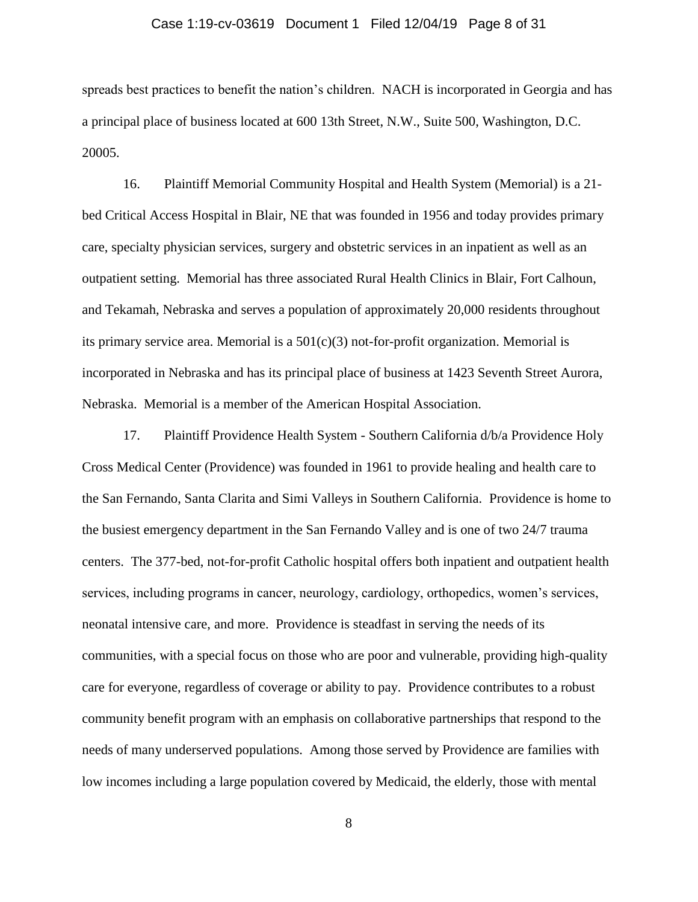spreads best practices to benefit the nation's children. NACH is incorporated in Georgia and has a principal place of business located at 600 13th Street, N.W., Suite 500, Washington, D.C. 20005.

16. Plaintiff Memorial Community Hospital and Health System (Memorial) is a 21-bed Critical Access Hospital in Blair, NE that was founded in 1956 and today provides primary care, specialty physician services, surgery and obstetric services in an inpatient as well as an outpatient setting. Memorial has three associated Rural Health Clinics in Blair, Fort Calhoun, and Tekamah, Nebraska and serves a population of approximately 20,000 residents throughout its primary service area. Memorial is a 501(c)(3) not-for-profit organization. Memorial is incorporated in Nebraska and has its principal place of business at 1423 Seventh Street Aurora, Nebraska. Memorial is a member of the American Hospital Association.

17. Plaintiff Providence Health System - Southern California d/b/a Providence Holy Cross Medical Center (Providence) was founded in 1961 to provide healing and health care to the San Fernando, Santa Clarita and Simi Valleys in Southern California. Providence is home to the busiest emergency department in the San Fernando Valley and is one of two 24/7 trauma centers. The 377-bed, not-for-profit Catholic hospital offers both inpatient and outpatient health services, including programs in cancer, neurology, cardiology, orthopedics, women's services, neonatal intensive care, and more. Providence is steadfast in serving the needs of its communities, with a special focus on those who are poor and vulnerable, providing high-quality care for everyone, regardless of coverage or ability to pay. Providence contributes to a robust community benefit program with an emphasis on collaborative partnerships that respond to the needs of many underserved populations. Among those served by Providence are families with low incomes including a large population covered by Medicaid, the elderly, those with mental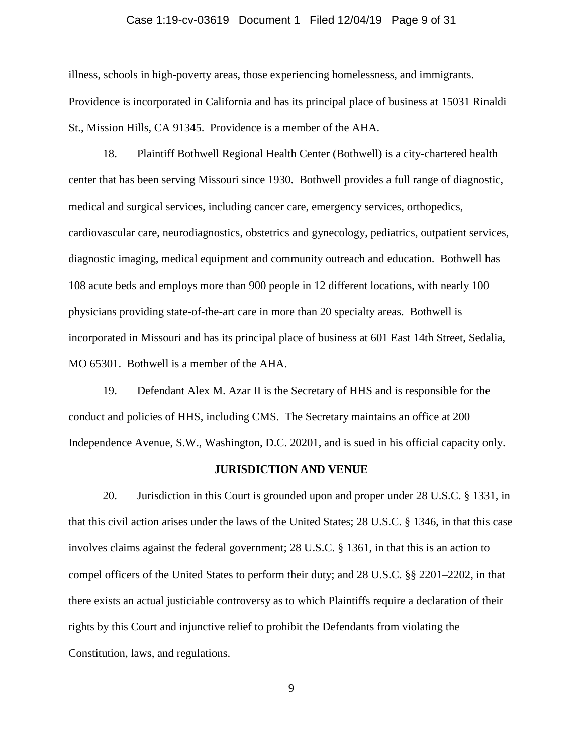illness, schools in high-poverty areas, those experiencing homelessness, and immigrants. Providence is incorporated in California and has its principal place of business at 15031 Rinaldi St., Mission Hills, CA 91345. Providence is a member of the AHA.

18. Plaintiff Bothwell Regional Health Center (Bothwell) is a city-chartered health center that has been serving Missouri since 1930. Bothwell provides a full range of diagnostic, medical and surgical services, including cancer care, emergency services, orthopedics, cardiovascular care, neurodiagnostics, obstetrics and gynecology, pediatrics, outpatient services, diagnostic imaging, medical equipment and community outreach and education. Bothwell has 108 acute beds and employs more than 900 people in 12 different locations, with nearly 100 physicians providing state-of-the-art care in more than 20 specialty areas. Bothwell is incorporated in Missouri and has its principal place of business at 601 East 14th Street, Sedalia, MO 65301. Bothwell is a member of the AHA.

19. Defendant Alex M. Azar II is the Secretary of HHS and is responsible for the conduct and policies of HHS, including CMS. The Secretary maintains an office at 200 Independence Avenue, S.W., Washington, D.C. 20201, and is sued in his official capacity only.

## JURISDICTION AND VENUE

20. Jurisdiction in this Court is grounded upon and proper under 28 U.S.C. § 1331, in that this civil action arises under the laws of the United States; 28 U.S.C. § 1346, in that this case involves claims against the federal government; 28 U.S.C. § 1361, in that this is an action to compel officers of the United States to perform their duty; and 28 U.S.C. §§ 2201–2202, in that there exists an actual justiciable controversy as to which Plaintiffs require a declaration of their rights by this Court and injunctive relief to prohibit the Defendants from violating the Constitution, laws, and regulations.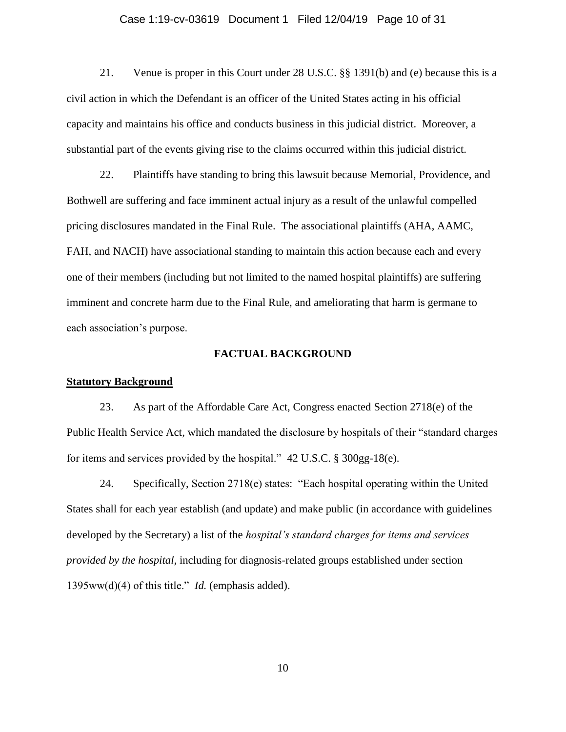21. Venue is proper in this Court under 28 U.S.C. §§ 1391(b) and (e) because this is a civil action in which the Defendant is an officer of the United States acting in his official capacity and maintains his office and conducts business in this judicial district. Moreover, a substantial part of the events giving rise to the claims occurred within this judicial district.

22. Plaintiffs have standing to bring this lawsuit because Memorial, Providence, and Bothwell are suffering and face imminent actual injury as a result of the unlawful compelled pricing disclosures mandated in the Final Rule. The associational plaintiffs (AHA, AAMC, FAH, and NACH) have associational standing to maintain this action because each and every one of their members (including but not limited to the named hospital plaintiffs) are suffering imminent and concrete harm due to the Final Rule, and ameliorating that harm is germane to each association's purpose.

## FACTUAL BACKGROUND

### Statutory Background

23. As part of the Affordable Care Act, Congress enacted Section 2718(e) of the Public Health Service Act, which mandated the disclosure by hospitals of their "standard charges for items and services provided by the hospital." 42 U.S.C. § 300gg-18(e).

24. Specifically, Section 2718(e) states: "Each hospital operating within the United States shall for each year establish (and update) and make public (in accordance with guidelines developed by the Secretary) a list of the *hospital's standard charges for items and services provided by the hospital*, including for diagnosis-related groups established under section 1395ww(d)(4) of this title." *Id.* (emphasis added).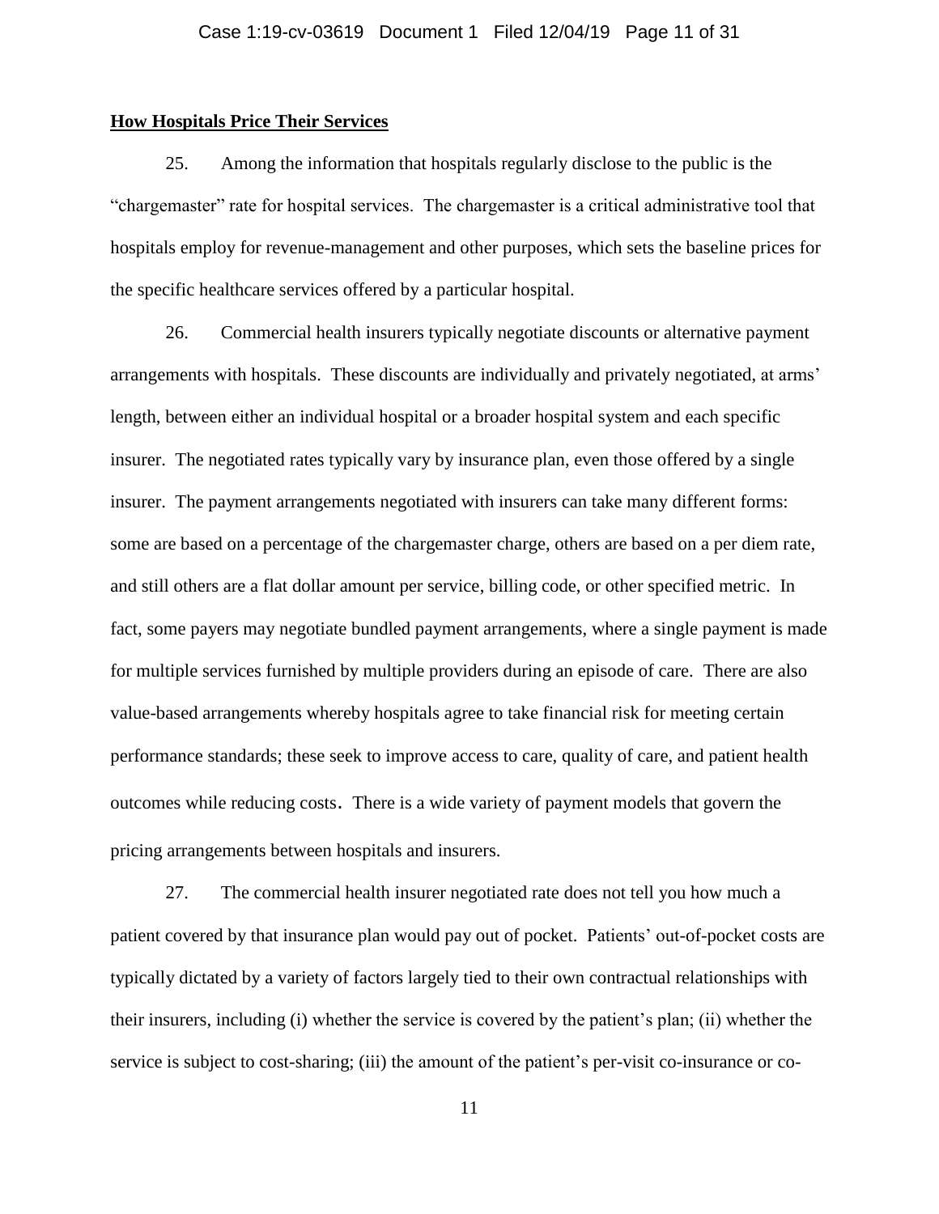**How Hospitals Price Their Services**

25. Among the information that hospitals regularly disclose to the public is the "chargemaster" rate for hospital services. The chargemaster is a critical administrative tool that hospitals employ for revenue-management and other purposes, which sets the baseline prices for the specific healthcare services offered by a particular hospital.

26. Commercial health insurers typically negotiate discounts or alternative payment arrangements with hospitals. These discounts are individually and privately negotiated, at arms' length, between either an individual hospital or a broader hospital system and each specific insurer. The negotiated rates typically vary by insurance plan, even those offered by a single insurer. The payment arrangements negotiated with insurers can take many different forms: some are based on a percentage of the chargemaster charge, others are based on a per diem rate, and still others are a flat dollar amount per service, billing code, or other specified metric. In fact, some payers may negotiate bundled payment arrangements, where a single payment is made for multiple services furnished by multiple providers during an episode of care. There are also value-based arrangements whereby hospitals agree to take financial risk for meeting certain performance standards; these seek to improve access to care, quality of care, and patient health outcomes while reducing costs. There is a wide variety of payment models that govern the pricing arrangements between hospitals and insurers.

27. The commercial health insurer negotiated rate does not tell you how much a patient covered by that insurance plan would pay out of pocket. Patients' out-of-pocket costs are typically dictated by a variety of factors largely tied to their own contractual relationships with their insurers, including (i) whether the service is covered by the patient's plan; (ii) whether the service is subject to cost-sharing; (iii) the amount of the patient's per-visit co-insurance or co-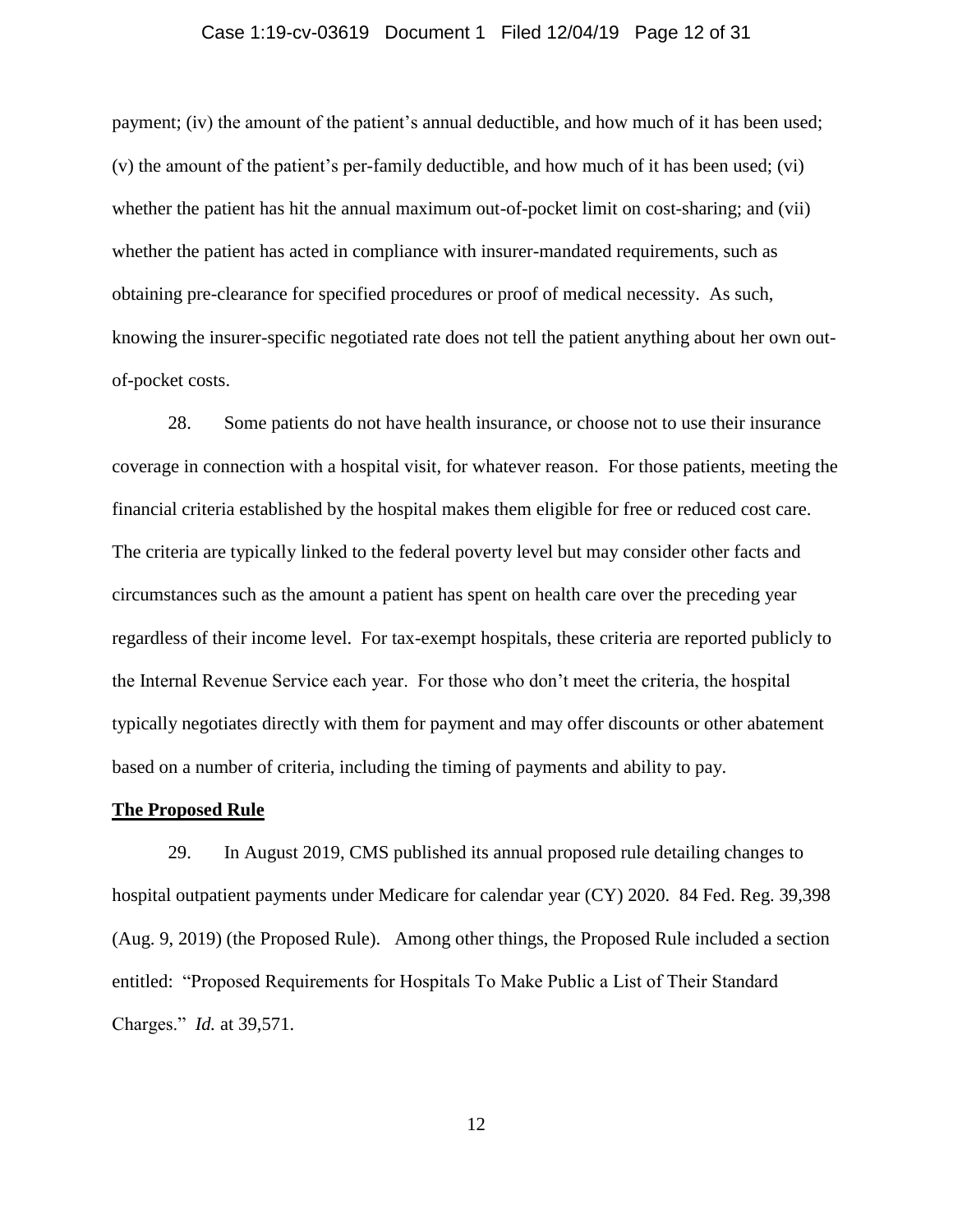payment; (iv) the amount of the patient's annual deductible, and how much of it has been used; (v) the amount of the patient's per-family deductible, and how much of it has been used; (vi) whether the patient has hit the annual maximum out-of-pocket limit on cost-sharing; and (vii) whether the patient has acted in compliance with insurer-mandated requirements, such as obtaining pre-clearance for specified procedures or proof of medical necessity. As such, knowing the insurer-specific negotiated rate does not tell the patient anything about her own out-of-pocket costs.

28. Some patients do not have health insurance, or choose not to use their insurance coverage in connection with a hospital visit, for whatever reason. For those patients, meeting the financial criteria established by the hospital makes them eligible for free or reduced cost care. The criteria are typically linked to the federal poverty level but may consider other facts and circumstances such as the amount a patient has spent on health care over the preceding year regardless of their income level. For tax-exempt hospitals, these criteria are reported publicly to the Internal Revenue Service each year. For those who don't meet the criteria, the hospital typically negotiates directly with them for payment and may offer discounts or other abatement based on a number of criteria, including the timing of payments and ability to pay.

**The Proposed Rule**

29. In August 2019, CMS published its annual proposed rule detailing changes to hospital outpatient payments under Medicare for calendar year (CY) 2020. 84 Fed. Reg. 39,398 (Aug. 9, 2019) (the Proposed Rule). Among other things, the Proposed Rule included a section entitled: "Proposed Requirements for Hospitals To Make Public a List of Their Standard Charges." *Id.* at 39,571.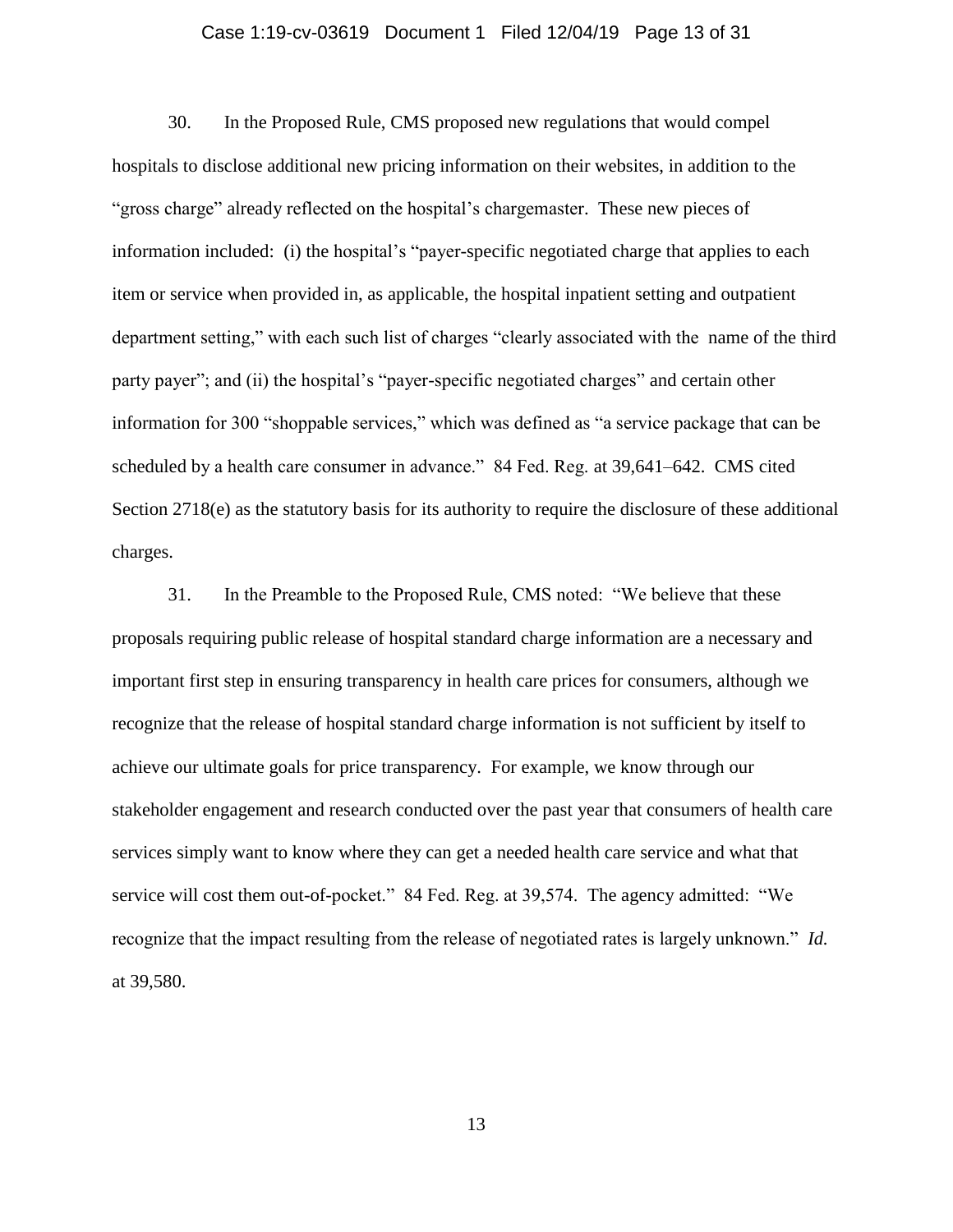30. In the Proposed Rule, CMS proposed new regulations that would compel hospitals to disclose additional new pricing information on their websites, in addition to the "gross charge" already reflected on the hospital's chargemaster. These new pieces of information included: (i) the hospital's "payer-specific negotiated charge that applies to each item or service when provided in, as applicable, the hospital inpatient setting and outpatient department setting," with each such list of charges "clearly associated with the name of the third party payer"; and (ii) the hospital's "payer-specific negotiated charges" and certain other information for 300 "shoppable services," which was defined as "a service package that can be scheduled by a health care consumer in advance." 84 Fed. Reg. at 39,641–642. CMS cited Section 2718(e) as the statutory basis for its authority to require the disclosure of these additional charges.

31. In the Preamble to the Proposed Rule, CMS noted: "We believe that these proposals requiring public release of hospital standard charge information are a necessary and important first step in ensuring transparency in health care prices for consumers, although we recognize that the release of hospital standard charge information is not sufficient by itself to achieve our ultimate goals for price transparency. For example, we know through our stakeholder engagement and research conducted over the past year that consumers of health care services simply want to know where they can get a needed health care service and what that service will cost them out-of-pocket." 84 Fed. Reg. at 39,574. The agency admitted: "We recognize that the impact resulting from the release of negotiated rates is largely unknown." *Id.* at 39,580.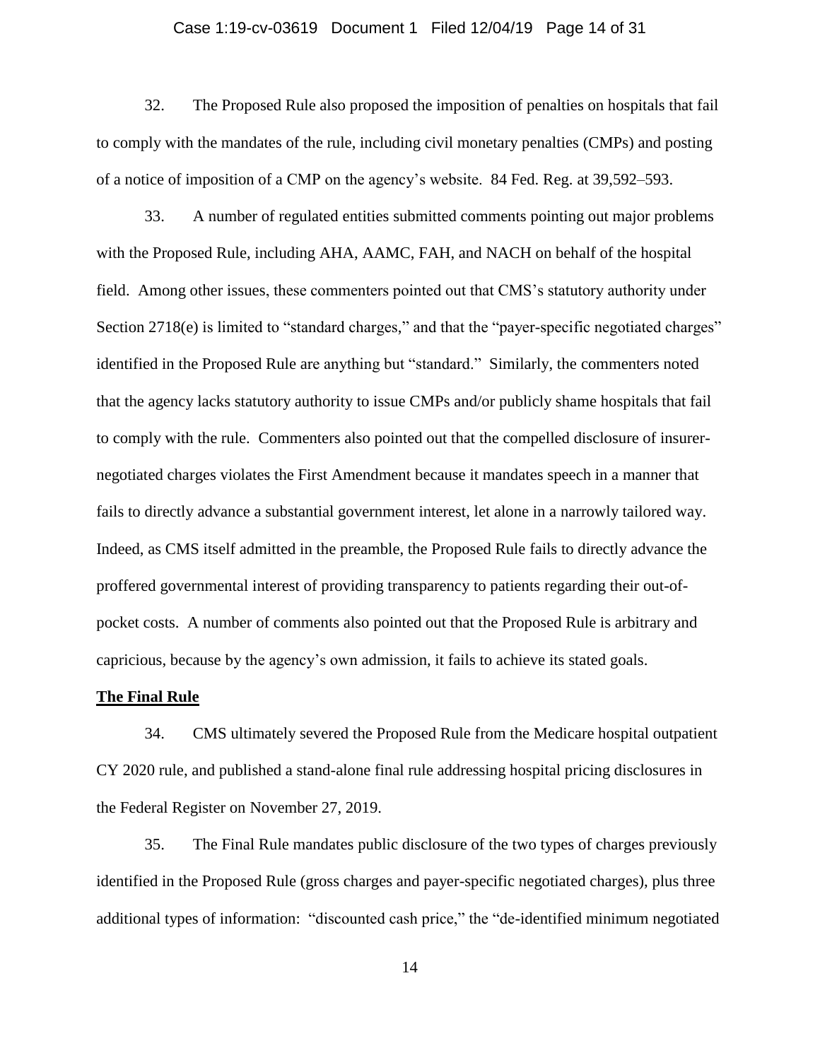32. The Proposed Rule also proposed the imposition of penalties on hospitals that fail to comply with the mandates of the rule, including civil monetary penalties (CMPs) and posting of a notice of imposition of a CMP on the agency's website. 84 Fed. Reg. at 39,592–593.

33. A number of regulated entities submitted comments pointing out major problems with the Proposed Rule, including AHA, AAMC, FAH, and NACH on behalf of the hospital field. Among other issues, these commenters pointed out that CMS's statutory authority under Section 2718(e) is limited to "standard charges," and that the "payer-specific negotiated charges" identified in the Proposed Rule are anything but "standard." Similarly, the commenters noted that the agency lacks statutory authority to issue CMPs and/or publicly shame hospitals that fail to comply with the rule. Commenters also pointed out that the compelled disclosure of insurer-negotiated charges violates the First Amendment because it mandates speech in a manner that fails to directly advance a substantial government interest, let alone in a narrowly tailored way. Indeed, as CMS itself admitted in the preamble, the Proposed Rule fails to directly advance the proffered governmental interest of providing transparency to patients regarding their out-of-pocket costs. A number of comments also pointed out that the Proposed Rule is arbitrary and capricious, because by the agency's own admission, it fails to achieve its stated goals.

**The Final Rule**

34. CMS ultimately severed the Proposed Rule from the Medicare hospital outpatient CY 2020 rule, and published a stand-alone final rule addressing hospital pricing disclosures in the Federal Register on November 27, 2019.

35. The Final Rule mandates public disclosure of the two types of charges previously identified in the Proposed Rule (gross charges and payer-specific negotiated charges), plus three additional types of information: "discounted cash price," the "de-identified minimum negotiated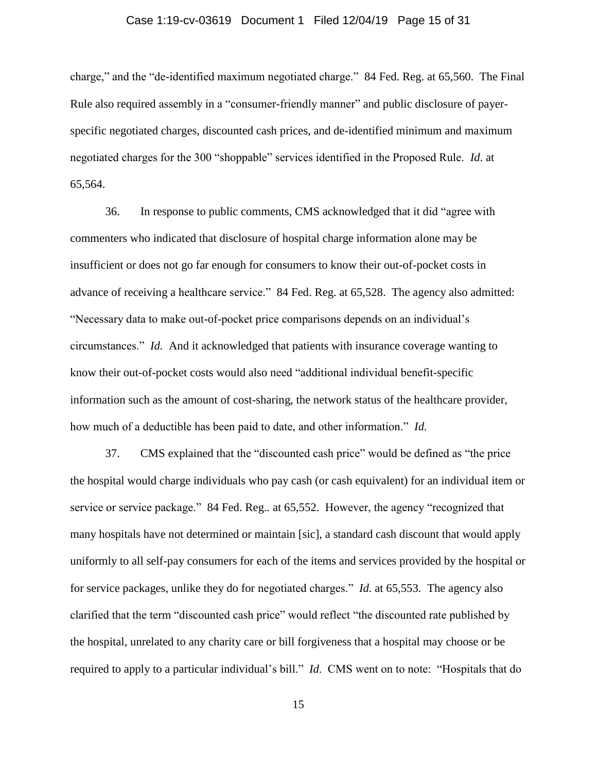charge," and the "de-identified maximum negotiated charge." 84 Fed. Reg. at 65,560. The Final Rule also required assembly in a "consumer-friendly manner" and public disclosure of payer-specific negotiated charges, discounted cash prices, and de-identified minimum and maximum negotiated charges for the 300 "shoppable" services identified in the Proposed Rule. *Id*. at 65,564.

36. In response to public comments, CMS acknowledged that it did "agree with commenters who indicated that disclosure of hospital charge information alone may be insufficient or does not go far enough for consumers to know their out-of-pocket costs in advance of receiving a healthcare service." 84 Fed. Reg. at 65,528. The agency also admitted: "Necessary data to make out-of-pocket price comparisons depends on an individual's circumstances." *Id.* And it acknowledged that patients with insurance coverage wanting to know their out-of-pocket costs would also need "additional individual benefit-specific information such as the amount of cost-sharing, the network status of the healthcare provider, how much of a deductible has been paid to date, and other information." *Id.*

37. CMS explained that the "discounted cash price" would be defined as "the price the hospital would charge individuals who pay cash (or cash equivalent) for an individual item or service or service package." 84 Fed. Reg.. at 65,552. However, the agency "recognized that many hospitals have not determined or maintain [sic], a standard cash discount that would apply uniformly to all self-pay consumers for each of the items and services provided by the hospital or for service packages, unlike they do for negotiated charges." *Id.* at 65,553. The agency also clarified that the term "discounted cash price" would reflect "the discounted rate published by the hospital, unrelated to any charity care or bill forgiveness that a hospital may choose or be required to apply to a particular individual's bill." *Id*. CMS went on to note: "Hospitals that do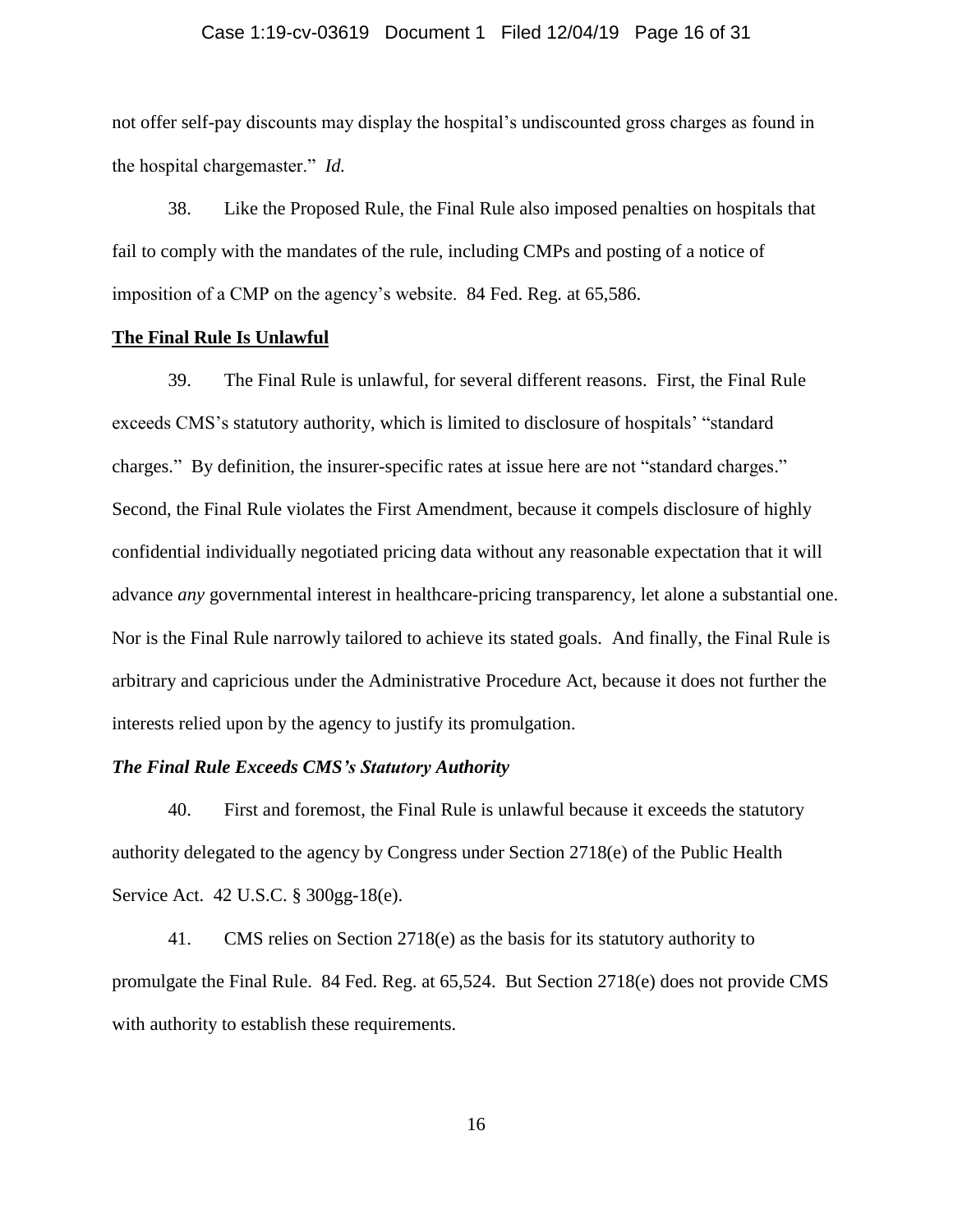not offer self-pay discounts may display the hospital's undiscounted gross charges as found in the hospital chargemaster." *Id.*

38. Like the Proposed Rule, the Final Rule also imposed penalties on hospitals that fail to comply with the mandates of the rule, including CMPs and posting of a notice of imposition of a CMP on the agency's website. 84 Fed. Reg. at 65,586.

**<u>The Final Rule Is Unlawful</u>**

39. The Final Rule is unlawful, for several different reasons. First, the Final Rule exceeds CMS's statutory authority, which is limited to disclosure of hospitals' "standard charges." By definition, the insurer-specific rates at issue here are not "standard charges." Second, the Final Rule violates the First Amendment, because it compels disclosure of highly confidential individually negotiated pricing data without any reasonable expectation that it will advance *any* governmental interest in healthcare-pricing transparency, let alone a substantial one. Nor is the Final Rule narrowly tailored to achieve its stated goals. And finally, the Final Rule is arbitrary and capricious under the Administrative Procedure Act, because it does not further the interests relied upon by the agency to justify its promulgation.

***The Final Rule Exceeds CMS's Statutory Authority***

40. First and foremost, the Final Rule is unlawful because it exceeds the statutory authority delegated to the agency by Congress under Section 2718(e) of the Public Health Service Act. 42 U.S.C. § 300gg-18(e).

41. CMS relies on Section 2718(e) as the basis for its statutory authority to promulgate the Final Rule. 84 Fed. Reg. at 65,524. But Section 2718(e) does not provide CMS with authority to establish these requirements.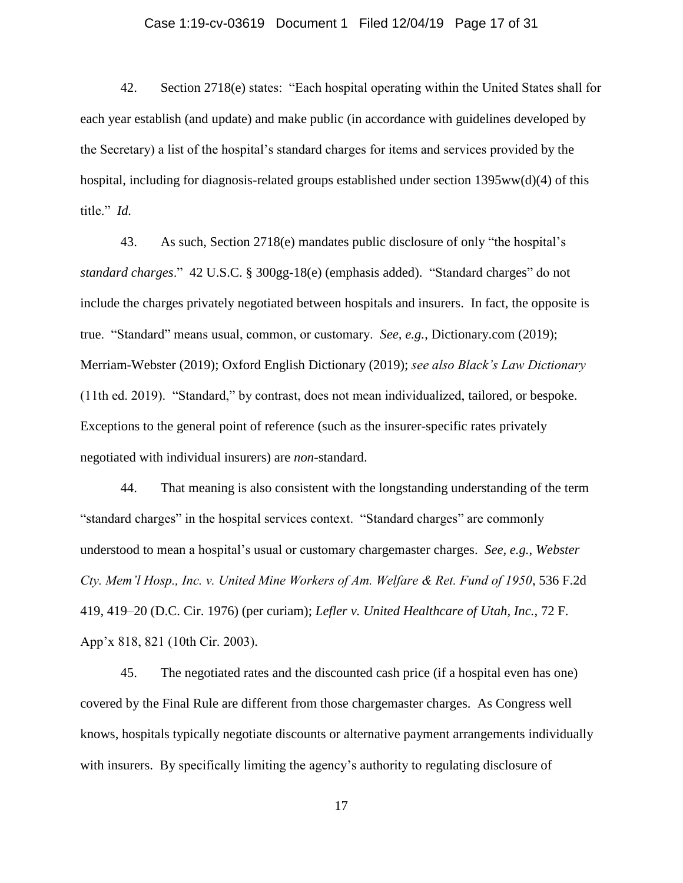42. Section 2718(e) states: "Each hospital operating within the United States shall for each year establish (and update) and make public (in accordance with guidelines developed by the Secretary) a list of the hospital's standard charges for items and services provided by the hospital, including for diagnosis-related groups established under section 1395ww(d)(4) of this title." *Id.*

43. As such, Section 2718(e) mandates public disclosure of only "the hospital's *standard charges*." 42 U.S.C. § 300gg-18(e) (emphasis added). "Standard charges" do not include the charges privately negotiated between hospitals and insurers. In fact, the opposite is true. "Standard" means usual, common, or customary. *See, e.g.*, Dictionary.com (2019); Merriam-Webster (2019); Oxford English Dictionary (2019); *see also Black's Law Dictionary* (11th ed. 2019). "Standard," by contrast, does not mean individualized, tailored, or bespoke. Exceptions to the general point of reference (such as the insurer-specific rates privately negotiated with individual insurers) are *non*-standard.

44. That meaning is also consistent with the longstanding understanding of the term "standard charges" in the hospital services context. "Standard charges" are commonly understood to mean a hospital's usual or customary chargemaster charges. *See, e.g.*, *Webster Cty. Mem'l Hosp., Inc. v. United Mine Workers of Am. Welfare & Ret. Fund of 1950*, 536 F.2d 419, 419–20 (D.C. Cir. 1976) (per curiam); *Lefler v. United Healthcare of Utah, Inc.*, 72 F. App'x 818, 821 (10th Cir. 2003).

45. The negotiated rates and the discounted cash price (if a hospital even has one) covered by the Final Rule are different from those chargemaster charges. As Congress well knows, hospitals typically negotiate discounts or alternative payment arrangements individually with insurers. By specifically limiting the agency's authority to regulating disclosure of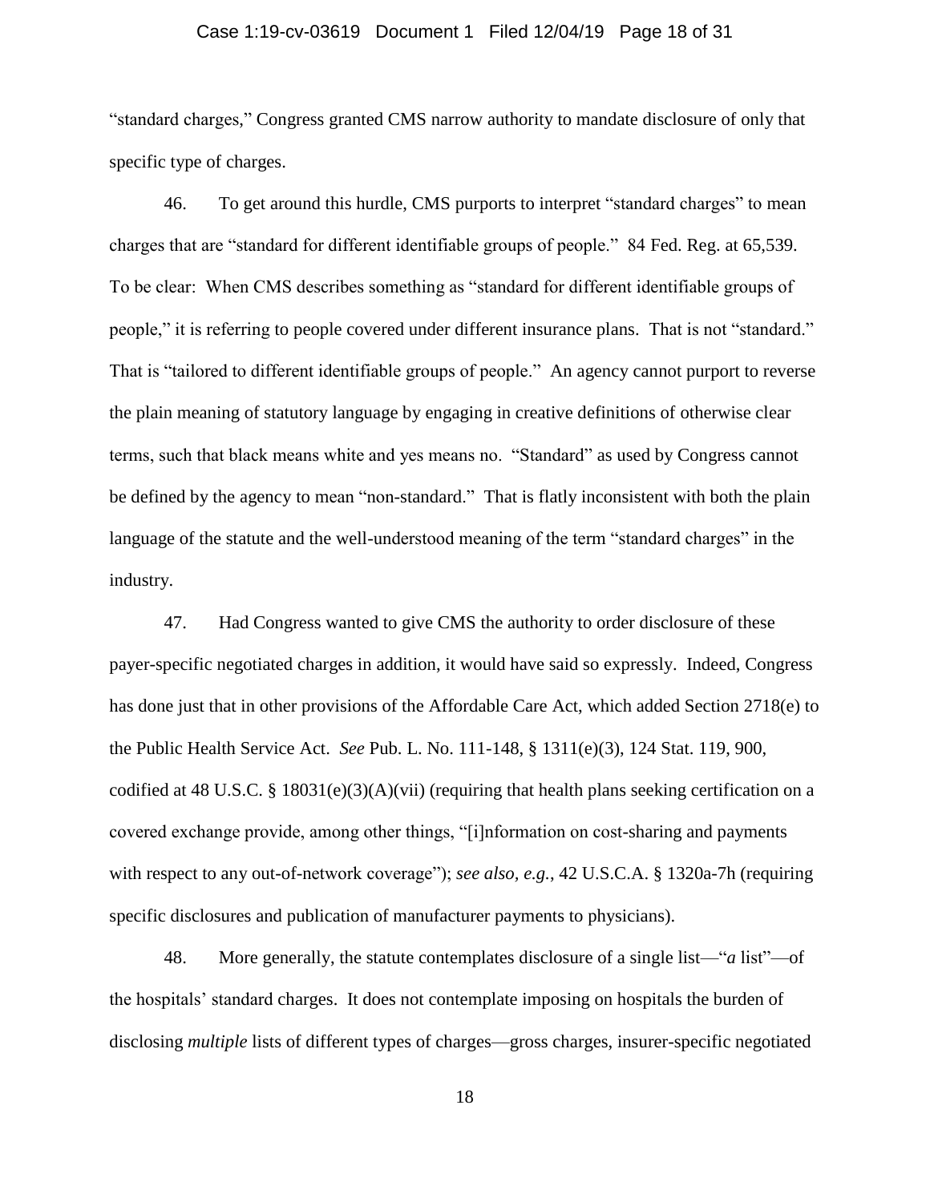"standard charges," Congress granted CMS narrow authority to mandate disclosure of only that specific type of charges.

46. To get around this hurdle, CMS purports to interpret "standard charges" to mean charges that are "standard for different identifiable groups of people." 84 Fed. Reg. at 65,539. To be clear: When CMS describes something as "standard for different identifiable groups of people," it is referring to people covered under different insurance plans. That is not "standard." That is "tailored to different identifiable groups of people." An agency cannot purport to reverse the plain meaning of statutory language by engaging in creative definitions of otherwise clear terms, such that black means white and yes means no. "Standard" as used by Congress cannot be defined by the agency to mean "non-standard." That is flatly inconsistent with both the plain language of the statute and the well-understood meaning of the term "standard charges" in the industry.

47. Had Congress wanted to give CMS the authority to order disclosure of these payer-specific negotiated charges in addition, it would have said so expressly. Indeed, Congress has done just that in other provisions of the Affordable Care Act, which added Section 2718(e) to the Public Health Service Act. *See* Pub. L. No. 111-148, § 1311(e)(3), 124 Stat. 119, 900, codified at 48 U.S.C. § 18031(e)(3)(A)(vii) (requiring that health plans seeking certification on a covered exchange provide, among other things, "[i]nformation on cost-sharing and payments with respect to any out-of-network coverage"); *see also, e.g.*, 42 U.S.C.A. § 1320a-7h (requiring specific disclosures and publication of manufacturer payments to physicians).

48. More generally, the statute contemplates disclosure of a single list—"*a* list"—of the hospitals' standard charges. It does not contemplate imposing on hospitals the burden of disclosing *multiple* lists of different types of charges—gross charges, insurer-specific negotiated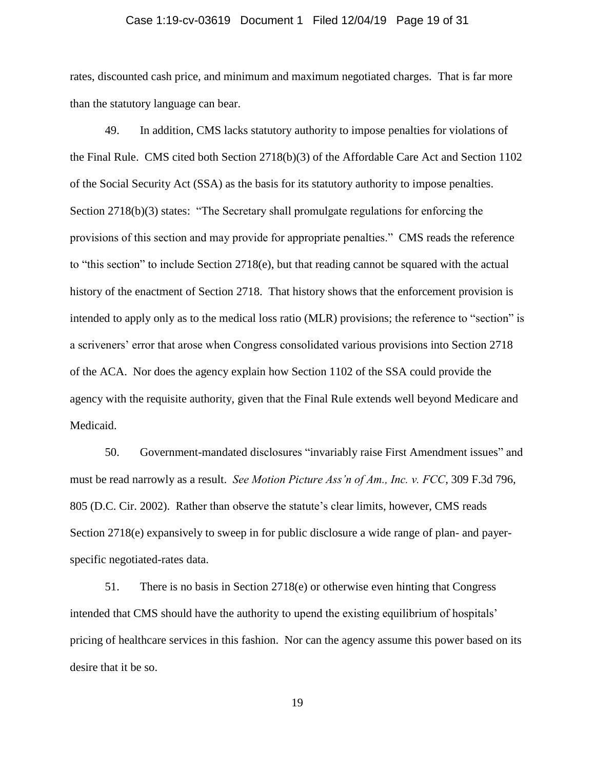rates, discounted cash price, and minimum and maximum negotiated charges. That is far more than the statutory language can bear.

49. In addition, CMS lacks statutory authority to impose penalties for violations of the Final Rule. CMS cited both Section 2718(b)(3) of the Affordable Care Act and Section 1102 of the Social Security Act (SSA) as the basis for its statutory authority to impose penalties. Section 2718(b)(3) states: "The Secretary shall promulgate regulations for enforcing the provisions of this section and may provide for appropriate penalties." CMS reads the reference to "this section" to include Section 2718(e), but that reading cannot be squared with the actual history of the enactment of Section 2718. That history shows that the enforcement provision is intended to apply only as to the medical loss ratio (MLR) provisions; the reference to "section" is a scriveners' error that arose when Congress consolidated various provisions into Section 2718 of the ACA. Nor does the agency explain how Section 1102 of the SSA could provide the agency with the requisite authority, given that the Final Rule extends well beyond Medicare and Medicaid.

50. Government-mandated disclosures "invariably raise First Amendment issues" and must be read narrowly as a result. *See Motion Picture Ass'n of Am., Inc. v. FCC*, 309 F.3d 796, 805 (D.C. Cir. 2002). Rather than observe the statute's clear limits, however, CMS reads Section 2718(e) expansively to sweep in for public disclosure a wide range of plan- and payer-specific negotiated-rates data.

51. There is no basis in Section 2718(e) or otherwise even hinting that Congress intended that CMS should have the authority to upend the existing equilibrium of hospitals' pricing of healthcare services in this fashion. Nor can the agency assume this power based on its desire that it be so.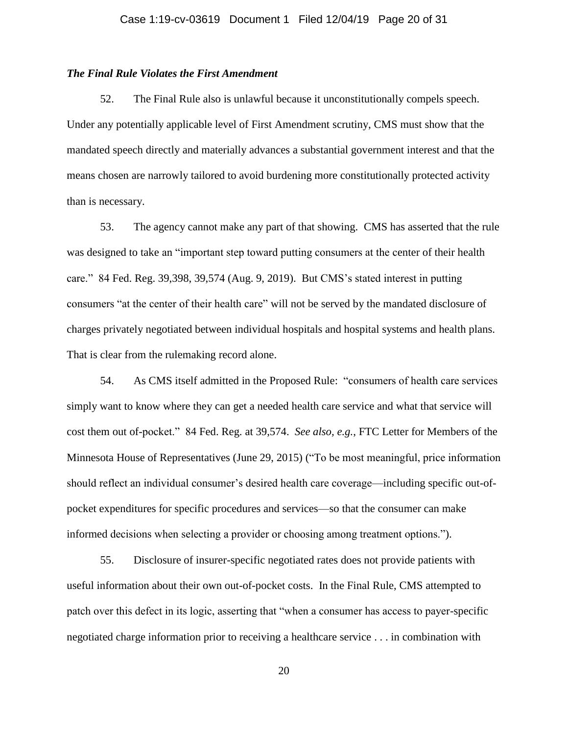### *The Final Rule Violates the First Amendment*

52. The Final Rule also is unlawful because it unconstitutionally compels speech. Under any potentially applicable level of First Amendment scrutiny, CMS must show that the mandated speech directly and materially advances a substantial government interest and that the means chosen are narrowly tailored to avoid burdening more constitutionally protected activity than is necessary.

53. The agency cannot make any part of that showing. CMS has asserted that the rule was designed to take an "important step toward putting consumers at the center of their health care." 84 Fed. Reg. 39,398, 39,574 (Aug. 9, 2019). But CMS's stated interest in putting consumers "at the center of their health care" will not be served by the mandated disclosure of charges privately negotiated between individual hospitals and hospital systems and health plans. That is clear from the rulemaking record alone.

54. As CMS itself admitted in the Proposed Rule: "consumers of health care services simply want to know where they can get a needed health care service and what that service will cost them out of-pocket." 84 Fed. Reg. at 39,574. *See also, e.g.*, FTC Letter for Members of the Minnesota House of Representatives (June 29, 2015) ("To be most meaningful, price information should reflect an individual consumer's desired health care coverage—including specific out-of-pocket expenditures for specific procedures and services—so that the consumer can make informed decisions when selecting a provider or choosing among treatment options.").

55. Disclosure of insurer-specific negotiated rates does not provide patients with useful information about their own out-of-pocket costs. In the Final Rule, CMS attempted to patch over this defect in its logic, asserting that "when a consumer has access to payer-specific negotiated charge information prior to receiving a healthcare service . . . in combination with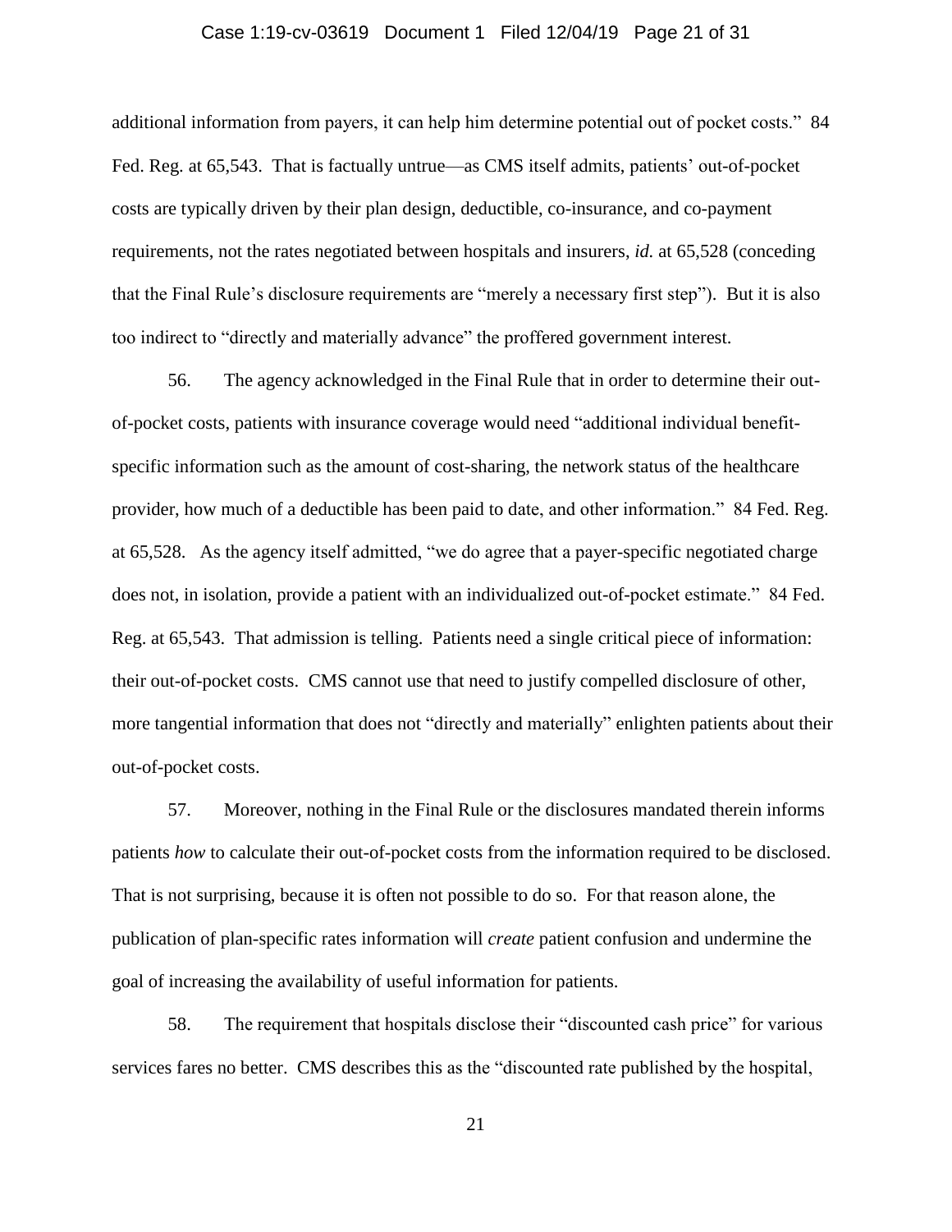additional information from payers, it can help him determine potential out of pocket costs." 84 Fed. Reg. at 65,543. That is factually untrue—as CMS itself admits, patients' out-of-pocket costs are typically driven by their plan design, deductible, co-insurance, and co-payment requirements, not the rates negotiated between hospitals and insurers, *id.* at 65,528 (conceding that the Final Rule's disclosure requirements are "merely a necessary first step"). But it is also too indirect to "directly and materially advance" the proffered government interest.

56. The agency acknowledged in the Final Rule that in order to determine their out-of-pocket costs, patients with insurance coverage would need "additional individual benefit-specific information such as the amount of cost-sharing, the network status of the healthcare provider, how much of a deductible has been paid to date, and other information." 84 Fed. Reg. at 65,528. As the agency itself admitted, "we do agree that a payer-specific negotiated charge does not, in isolation, provide a patient with an individualized out-of-pocket estimate." 84 Fed. Reg. at 65,543. That admission is telling. Patients need a single critical piece of information: their out-of-pocket costs. CMS cannot use that need to justify compelled disclosure of other, more tangential information that does not "directly and materially" enlighten patients about their out-of-pocket costs.

57. Moreover, nothing in the Final Rule or the disclosures mandated therein informs patients *how* to calculate their out-of-pocket costs from the information required to be disclosed. That is not surprising, because it is often not possible to do so. For that reason alone, the publication of plan-specific rates information will *create* patient confusion and undermine the goal of increasing the availability of useful information for patients.

58. The requirement that hospitals disclose their "discounted cash price" for various services fares no better. CMS describes this as the "discounted rate published by the hospital,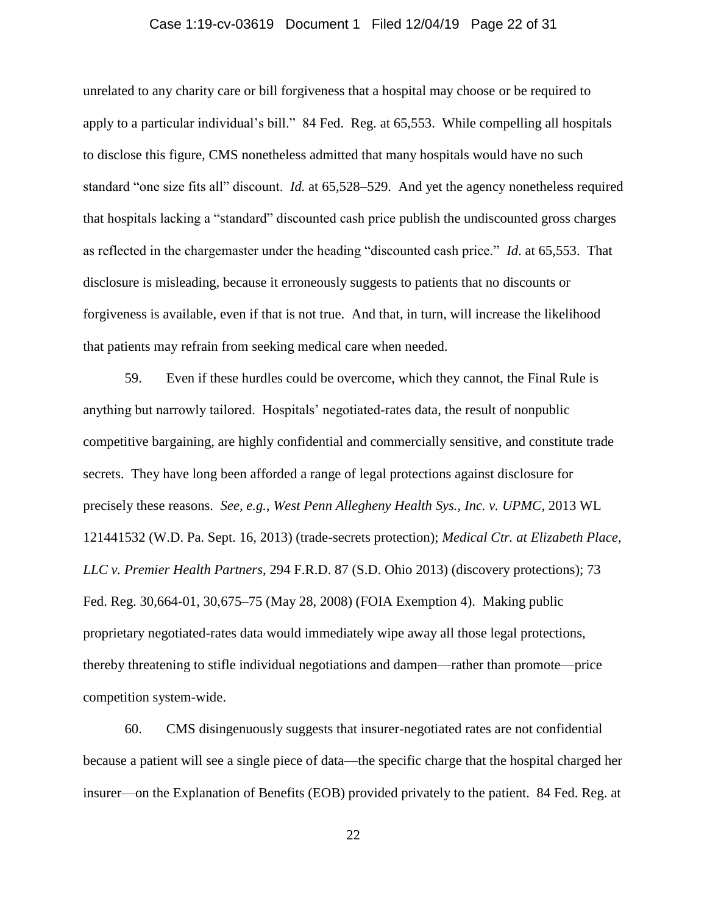unrelated to any charity care or bill forgiveness that a hospital may choose or be required to apply to a particular individual's bill." 84 Fed. Reg. at 65,553. While compelling all hospitals to disclose this figure, CMS nonetheless admitted that many hospitals would have no such standard "one size fits all" discount. *Id.* at 65,528–529. And yet the agency nonetheless required that hospitals lacking a "standard" discounted cash price publish the undiscounted gross charges as reflected in the chargemaster under the heading "discounted cash price." *Id*. at 65,553. That disclosure is misleading, because it erroneously suggests to patients that no discounts or forgiveness is available, even if that is not true. And that, in turn, will increase the likelihood that patients may refrain from seeking medical care when needed.

59. Even if these hurdles could be overcome, which they cannot, the Final Rule is anything but narrowly tailored. Hospitals' negotiated-rates data, the result of nonpublic competitive bargaining, are highly confidential and commercially sensitive, and constitute trade secrets. They have long been afforded a range of legal protections against disclosure for precisely these reasons. *See, e.g.*, *West Penn Allegheny Health Sys., Inc. v. UPMC*, 2013 WL 121441532 (W.D. Pa. Sept. 16, 2013) (trade-secrets protection); *Medical Ctr. at Elizabeth Place, LLC v. Premier Health Partners*, 294 F.R.D. 87 (S.D. Ohio 2013) (discovery protections); 73 Fed. Reg. 30,664-01, 30,675–75 (May 28, 2008) (FOIA Exemption 4). Making public proprietary negotiated-rates data would immediately wipe away all those legal protections, thereby threatening to stifle individual negotiations and dampen—rather than promote—price competition system-wide.

60. CMS disingenuously suggests that insurer-negotiated rates are not confidential because a patient will see a single piece of data—the specific charge that the hospital charged her insurer—on the Explanation of Benefits (EOB) provided privately to the patient. 84 Fed. Reg. at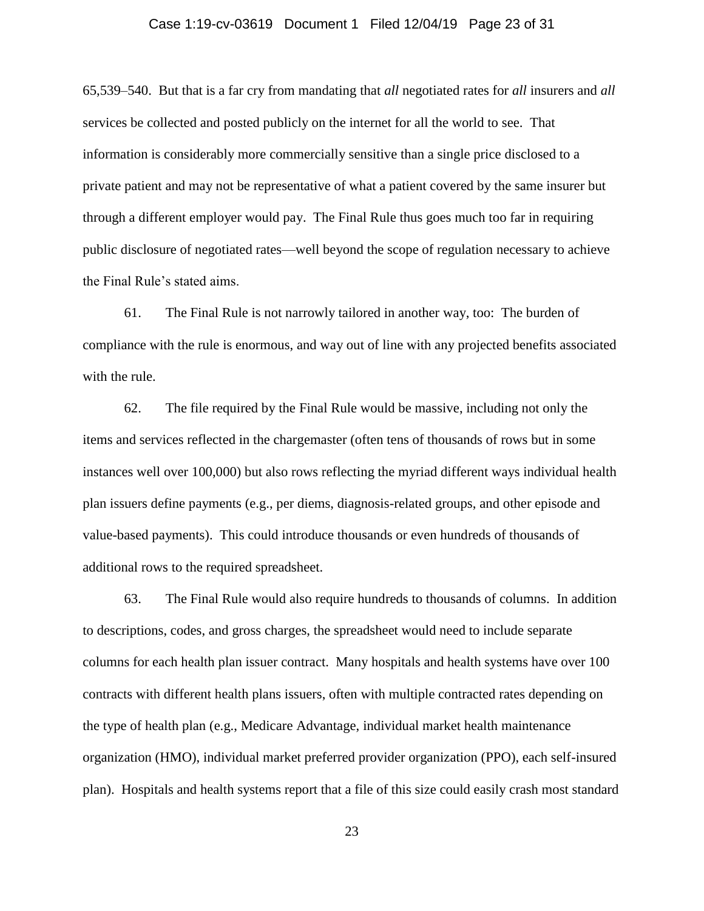65,539–540. But that is a far cry from mandating that *all* negotiated rates for *all* insurers and *all* services be collected and posted publicly on the internet for all the world to see. That information is considerably more commercially sensitive than a single price disclosed to a private patient and may not be representative of what a patient covered by the same insurer but through a different employer would pay. The Final Rule thus goes much too far in requiring public disclosure of negotiated rates—well beyond the scope of regulation necessary to achieve the Final Rule's stated aims.

61. The Final Rule is not narrowly tailored in another way, too: The burden of compliance with the rule is enormous, and way out of line with any projected benefits associated with the rule.

62. The file required by the Final Rule would be massive, including not only the items and services reflected in the chargemaster (often tens of thousands of rows but in some instances well over 100,000) but also rows reflecting the myriad different ways individual health plan issuers define payments (e.g., per diems, diagnosis-related groups, and other episode and value-based payments). This could introduce thousands or even hundreds of thousands of additional rows to the required spreadsheet.

63. The Final Rule would also require hundreds to thousands of columns. In addition to descriptions, codes, and gross charges, the spreadsheet would need to include separate columns for each health plan issuer contract. Many hospitals and health systems have over 100 contracts with different health plans issuers, often with multiple contracted rates depending on the type of health plan (e.g., Medicare Advantage, individual market health maintenance organization (HMO), individual market preferred provider organization (PPO), each self-insured plan). Hospitals and health systems report that a file of this size could easily crash most standard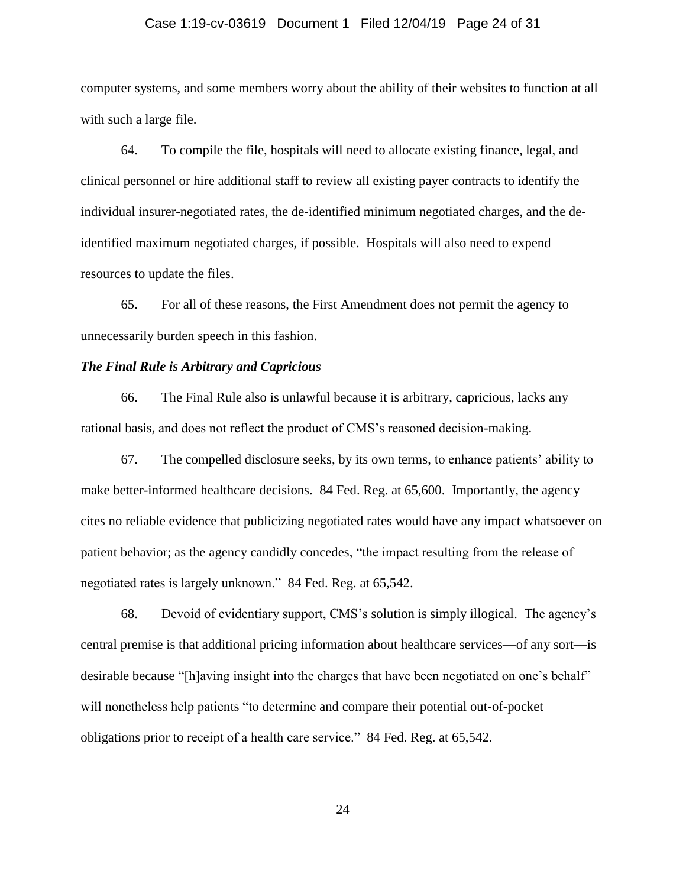computer systems, and some members worry about the ability of their websites to function at all with such a large file.

64. To compile the file, hospitals will need to allocate existing finance, legal, and clinical personnel or hire additional staff to review all existing payer contracts to identify the individual insurer-negotiated rates, the de-identified minimum negotiated charges, and the de-identified maximum negotiated charges, if possible. Hospitals will also need to expend resources to update the files.

65. For all of these reasons, the First Amendment does not permit the agency to unnecessarily burden speech in this fashion.

***The Final Rule is Arbitrary and Capricious***

66. The Final Rule also is unlawful because it is arbitrary, capricious, lacks any rational basis, and does not reflect the product of CMS's reasoned decision-making.

67. The compelled disclosure seeks, by its own terms, to enhance patients' ability to make better-informed healthcare decisions. 84 Fed. Reg. at 65,600. Importantly, the agency cites no reliable evidence that publicizing negotiated rates would have any impact whatsoever on patient behavior; as the agency candidly concedes, "the impact resulting from the release of negotiated rates is largely unknown." 84 Fed. Reg. at 65,542.

68. Devoid of evidentiary support, CMS's solution is simply illogical. The agency's central premise is that additional pricing information about healthcare services—of any sort—is desirable because "[h]aving insight into the charges that have been negotiated on one's behalf" will nonetheless help patients "to determine and compare their potential out-of-pocket obligations prior to receipt of a health care service." 84 Fed. Reg. at 65,542.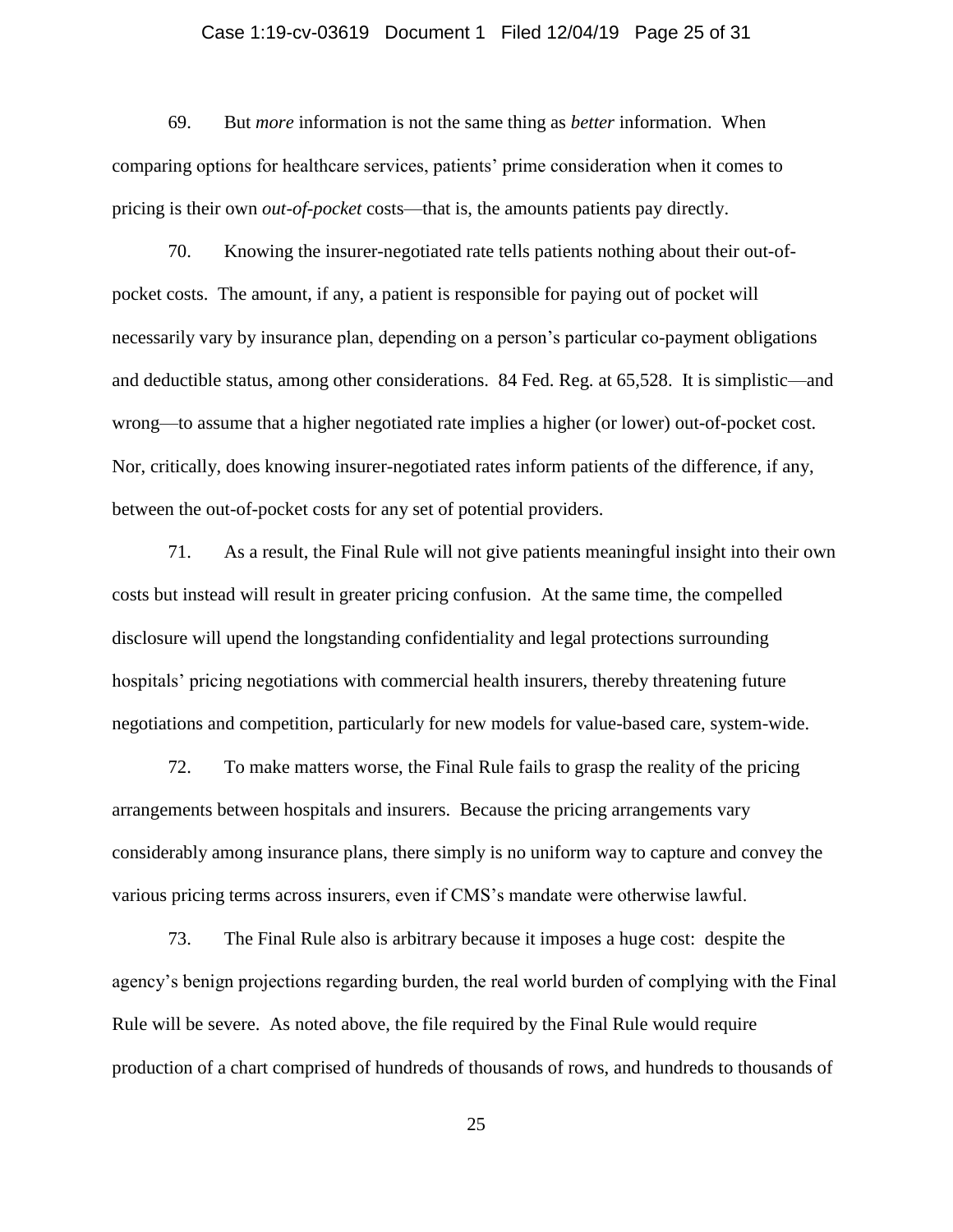69. But *more* information is not the same thing as *better* information. When comparing options for healthcare services, patients' prime consideration when it comes to pricing is their own *out-of-pocket* costs—that is, the amounts patients pay directly.

70. Knowing the insurer-negotiated rate tells patients nothing about their out-of-pocket costs. The amount, if any, a patient is responsible for paying out of pocket will necessarily vary by insurance plan, depending on a person's particular co-payment obligations and deductible status, among other considerations. 84 Fed. Reg. at 65,528. It is simplistic—and wrong—to assume that a higher negotiated rate implies a higher (or lower) out-of-pocket cost. Nor, critically, does knowing insurer-negotiated rates inform patients of the difference, if any, between the out-of-pocket costs for any set of potential providers.

71. As a result, the Final Rule will not give patients meaningful insight into their own costs but instead will result in greater pricing confusion. At the same time, the compelled disclosure will upend the longstanding confidentiality and legal protections surrounding hospitals' pricing negotiations with commercial health insurers, thereby threatening future negotiations and competition, particularly for new models for value-based care, system-wide.

72. To make matters worse, the Final Rule fails to grasp the reality of the pricing arrangements between hospitals and insurers. Because the pricing arrangements vary considerably among insurance plans, there simply is no uniform way to capture and convey the various pricing terms across insurers, even if CMS's mandate were otherwise lawful.

73. The Final Rule also is arbitrary because it imposes a huge cost: despite the agency's benign projections regarding burden, the real world burden of complying with the Final Rule will be severe. As noted above, the file required by the Final Rule would require production of a chart comprised of hundreds of thousands of rows, and hundreds to thousands of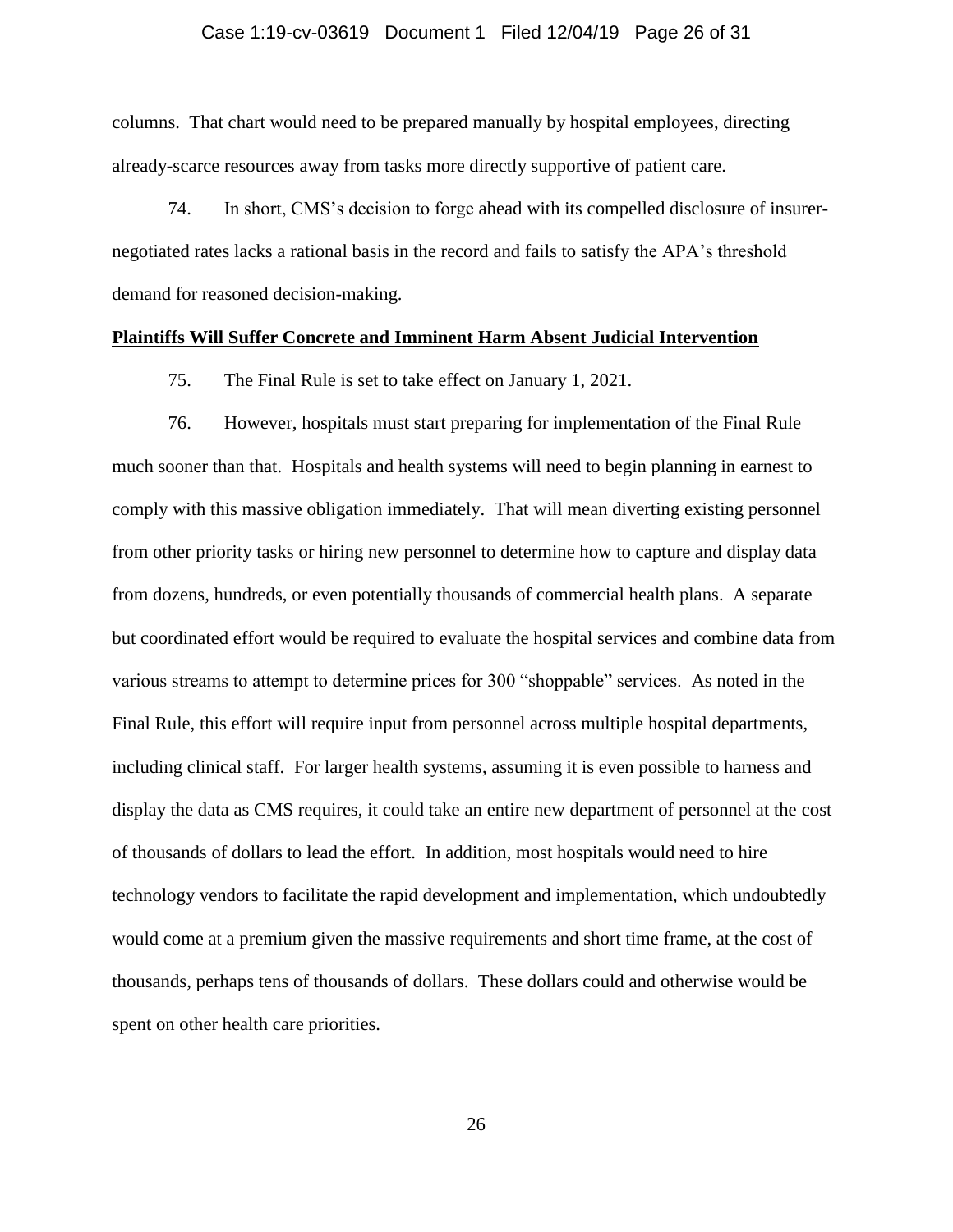columns. That chart would need to be prepared manually by hospital employees, directing already-scarce resources away from tasks more directly supportive of patient care.

74. In short, CMS's decision to forge ahead with its compelled disclosure of insurer-negotiated rates lacks a rational basis in the record and fails to satisfy the APA's threshold demand for reasoned decision-making.

**Plaintiffs Will Suffer Concrete and Imminent Harm Absent Judicial Intervention**

75. The Final Rule is set to take effect on January 1, 2021.

76. However, hospitals must start preparing for implementation of the Final Rule much sooner than that. Hospitals and health systems will need to begin planning in earnest to comply with this massive obligation immediately. That will mean diverting existing personnel from other priority tasks or hiring new personnel to determine how to capture and display data from dozens, hundreds, or even potentially thousands of commercial health plans. A separate but coordinated effort would be required to evaluate the hospital services and combine data from various streams to attempt to determine prices for 300 "shoppable" services. As noted in the Final Rule, this effort will require input from personnel across multiple hospital departments, including clinical staff. For larger health systems, assuming it is even possible to harness and display the data as CMS requires, it could take an entire new department of personnel at the cost of thousands of dollars to lead the effort. In addition, most hospitals would need to hire technology vendors to facilitate the rapid development and implementation, which undoubtedly would come at a premium given the massive requirements and short time frame, at the cost of thousands, perhaps tens of thousands of dollars. These dollars could and otherwise would be spent on other health care priorities.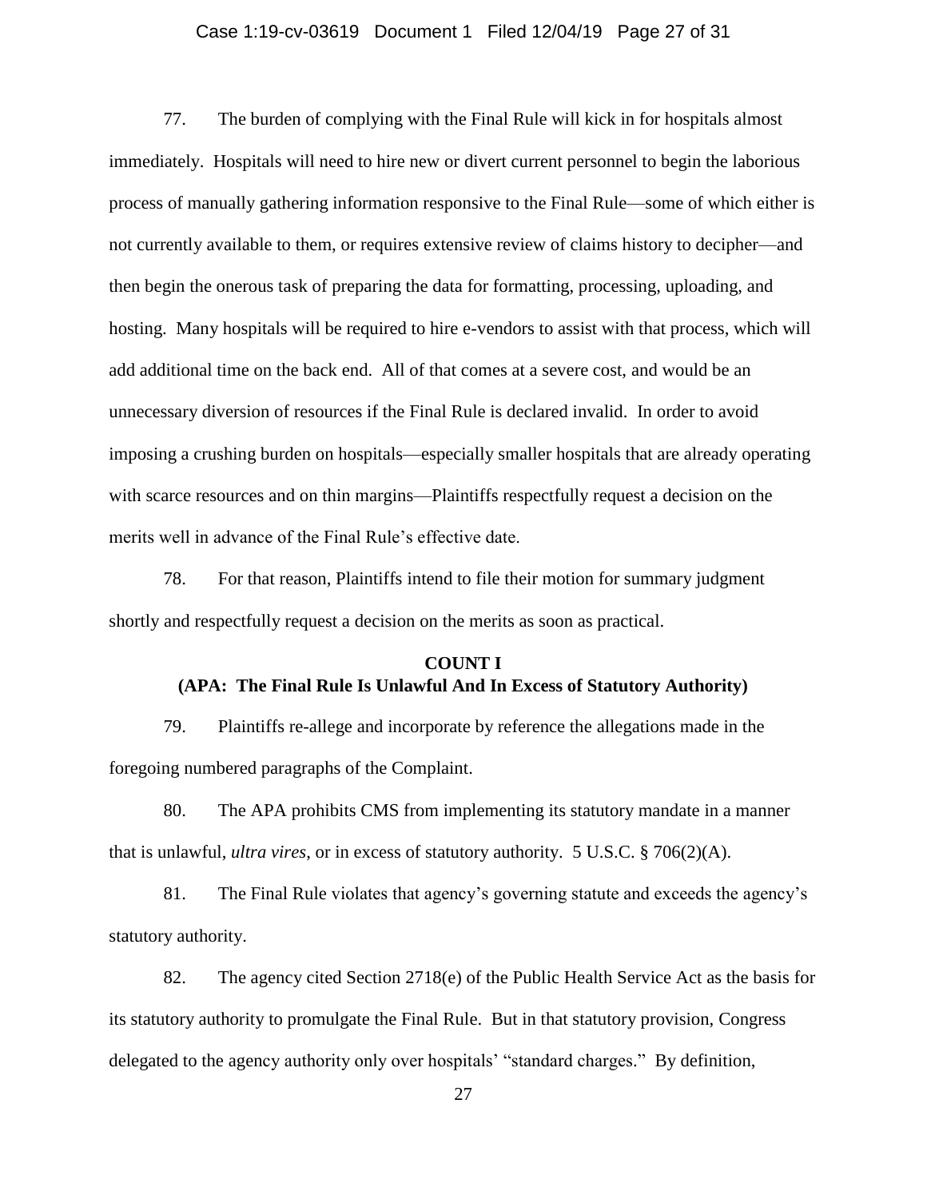77. The burden of complying with the Final Rule will kick in for hospitals almost immediately. Hospitals will need to hire new or divert current personnel to begin the laborious process of manually gathering information responsive to the Final Rule—some of which either is not currently available to them, or requires extensive review of claims history to decipher—and then begin the onerous task of preparing the data for formatting, processing, uploading, and hosting. Many hospitals will be required to hire e-vendors to assist with that process, which will add additional time on the back end. All of that comes at a severe cost, and would be an unnecessary diversion of resources if the Final Rule is declared invalid. In order to avoid imposing a crushing burden on hospitals—especially smaller hospitals that are already operating with scarce resources and on thin margins—Plaintiffs respectfully request a decision on the merits well in advance of the Final Rule's effective date.

78. For that reason, Plaintiffs intend to file their motion for summary judgment shortly and respectfully request a decision on the merits as soon as practical.

**COUNT I**
**(APA: The Final Rule Is Unlawful And In Excess of Statutory Authority)**

79. Plaintiffs re-allege and incorporate by reference the allegations made in the foregoing numbered paragraphs of the Complaint.

80. The APA prohibits CMS from implementing its statutory mandate in a manner that is unlawful, *ultra vires*, or in excess of statutory authority. 5 U.S.C. § 706(2)(A).

81. The Final Rule violates that agency's governing statute and exceeds the agency's statutory authority.

82. The agency cited Section 2718(e) of the Public Health Service Act as the basis for its statutory authority to promulgate the Final Rule. But in that statutory provision, Congress delegated to the agency authority only over hospitals' "standard charges." By definition,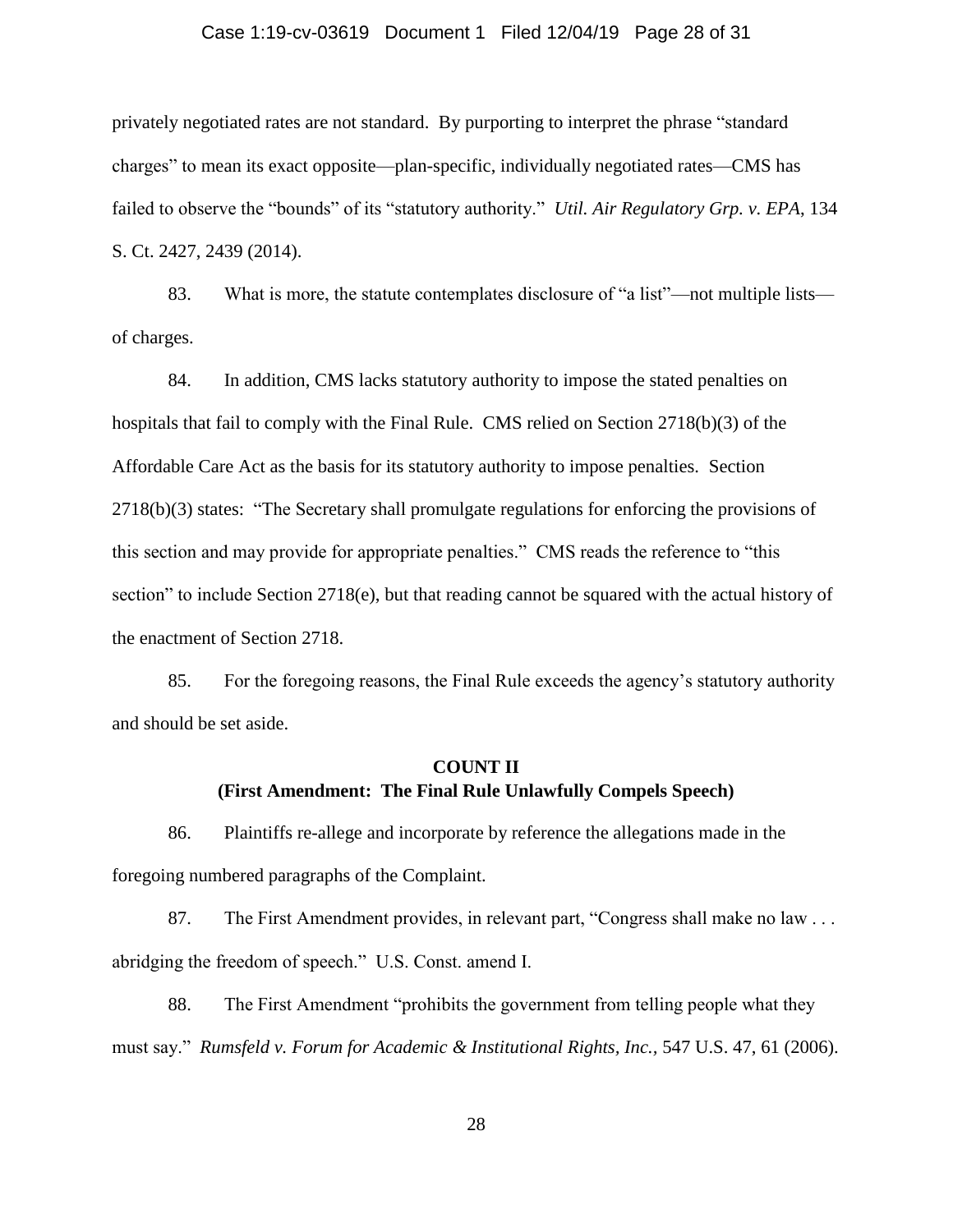privately negotiated rates are not standard. By purporting to interpret the phrase "standard charges" to mean its exact opposite—plan-specific, individually negotiated rates—CMS has failed to observe the "bounds" of its "statutory authority." *Util. Air Regulatory Grp. v. EPA*, 134 S. Ct. 2427, 2439 (2014).

83. What is more, the statute contemplates disclosure of "a list"—not multiple lists—of charges.

84. In addition, CMS lacks statutory authority to impose the stated penalties on hospitals that fail to comply with the Final Rule. CMS relied on Section 2718(b)(3) of the Affordable Care Act as the basis for its statutory authority to impose penalties. Section 2718(b)(3) states: "The Secretary shall promulgate regulations for enforcing the provisions of this section and may provide for appropriate penalties." CMS reads the reference to "this section" to include Section 2718(e), but that reading cannot be squared with the actual history of the enactment of Section 2718.

85. For the foregoing reasons, the Final Rule exceeds the agency's statutory authority and should be set aside.

**COUNT II**
**(First Amendment: The Final Rule Unlawfully Compels Speech)**

86. Plaintiffs re-allege and incorporate by reference the allegations made in the foregoing numbered paragraphs of the Complaint.

87. The First Amendment provides, in relevant part, "Congress shall make no law . . . abridging the freedom of speech." U.S. Const. amend I.

88. The First Amendment "prohibits the government from telling people what they must say." *Rumsfeld v. Forum for Academic & Institutional Rights, Inc.*, 547 U.S. 47, 61 (2006).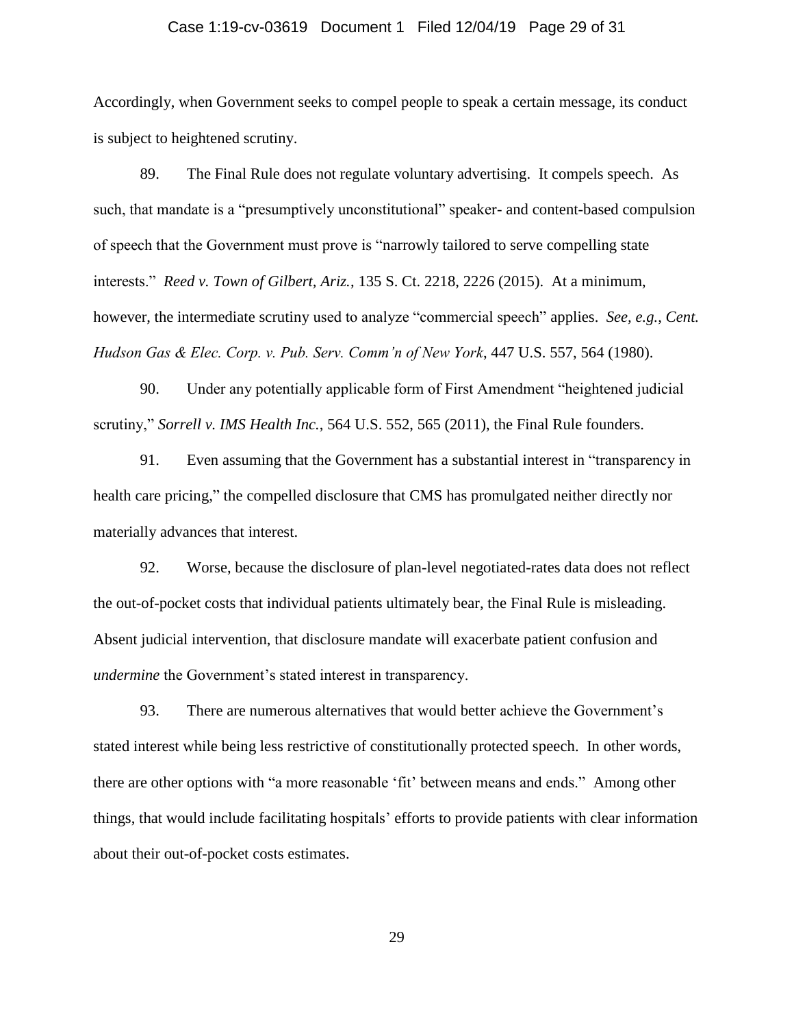Accordingly, when Government seeks to compel people to speak a certain message, its conduct is subject to heightened scrutiny.

89. The Final Rule does not regulate voluntary advertising. It compels speech. As such, that mandate is a "presumptively unconstitutional" speaker- and content-based compulsion of speech that the Government must prove is "narrowly tailored to serve compelling state interests." *Reed v. Town of Gilbert, Ariz.*, 135 S. Ct. 2218, 2226 (2015). At a minimum, however, the intermediate scrutiny used to analyze "commercial speech" applies. *See, e.g.*, *Cent. Hudson Gas & Elec. Corp. v. Pub. Serv. Comm'n of New York*, 447 U.S. 557, 564 (1980).

90. Under any potentially applicable form of First Amendment "heightened judicial scrutiny," *Sorrell v. IMS Health Inc.*, 564 U.S. 552, 565 (2011), the Final Rule founders.

91. Even assuming that the Government has a substantial interest in "transparency in health care pricing," the compelled disclosure that CMS has promulgated neither directly nor materially advances that interest.

92. Worse, because the disclosure of plan-level negotiated-rates data does not reflect the out-of-pocket costs that individual patients ultimately bear, the Final Rule is misleading. Absent judicial intervention, that disclosure mandate will exacerbate patient confusion and *undermine* the Government's stated interest in transparency.

93. There are numerous alternatives that would better achieve the Government's stated interest while being less restrictive of constitutionally protected speech. In other words, there are other options with "a more reasonable 'fit' between means and ends." Among other things, that would include facilitating hospitals' efforts to provide patients with clear information about their out-of-pocket costs estimates.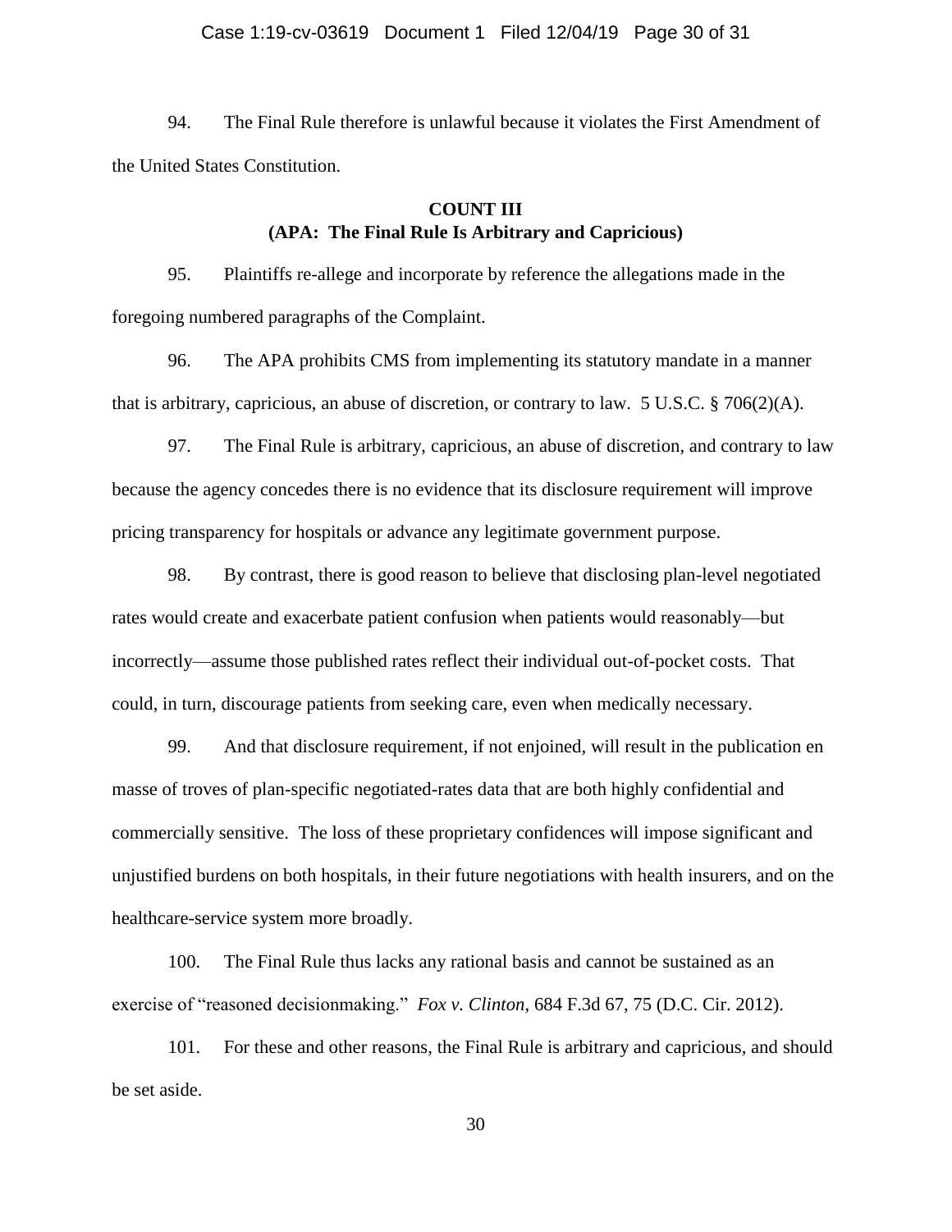94. The Final Rule therefore is unlawful because it violates the First Amendment of the United States Constitution.

**COUNT III**
**(APA: The Final Rule Is Arbitrary and Capricious)**

95. Plaintiffs re-allege and incorporate by reference the allegations made in the foregoing numbered paragraphs of the Complaint.

96. The APA prohibits CMS from implementing its statutory mandate in a manner that is arbitrary, capricious, an abuse of discretion, or contrary to law. 5 U.S.C. § 706(2)(A).

97. The Final Rule is arbitrary, capricious, an abuse of discretion, and contrary to law because the agency concedes there is no evidence that its disclosure requirement will improve pricing transparency for hospitals or advance any legitimate government purpose.

98. By contrast, there is good reason to believe that disclosing plan-level negotiated rates would create and exacerbate patient confusion when patients would reasonably—but incorrectly—assume those published rates reflect their individual out-of-pocket costs. That could, in turn, discourage patients from seeking care, even when medically necessary.

99. And that disclosure requirement, if not enjoined, will result in the publication en masse of troves of plan-specific negotiated-rates data that are both highly confidential and commercially sensitive. The loss of these proprietary confidences will impose significant and unjustified burdens on both hospitals, in their future negotiations with health insurers, and on the healthcare-service system more broadly.

100. The Final Rule thus lacks any rational basis and cannot be sustained as an exercise of "reasoned decisionmaking." *Fox v. Clinton*, 684 F.3d 67, 75 (D.C. Cir. 2012).

101. For these and other reasons, the Final Rule is arbitrary and capricious, and should be set aside.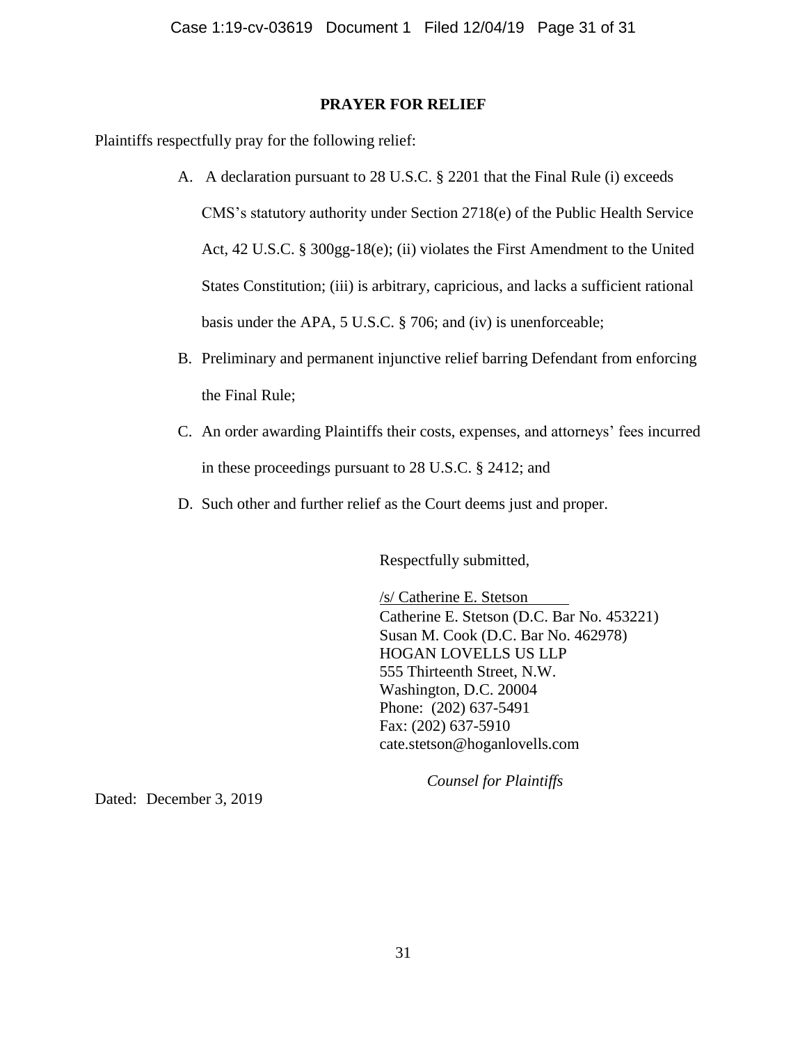## PRAYER FOR RELIEF

Plaintiffs respectfully pray for the following relief:

A. A declaration pursuant to 28 U.S.C. § 2201 that the Final Rule (i) exceeds CMS's statutory authority under Section 2718(e) of the Public Health Service Act, 42 U.S.C. § 300gg-18(e); (ii) violates the First Amendment to the United States Constitution; (iii) is arbitrary, capricious, and lacks a sufficient rational basis under the APA, 5 U.S.C. § 706; and (iv) is unenforceable;

B. Preliminary and permanent injunctive relief barring Defendant from enforcing the Final Rule;

C. An order awarding Plaintiffs their costs, expenses, and attorneys' fees incurred in these proceedings pursuant to 28 U.S.C. § 2412; and

D. Such other and further relief as the Court deems just and proper.

Respectfully submitted,

/s/ Catherine E. Stetson
Catherine E. Stetson (D.C. Bar No. 453221)
Susan M. Cook (D.C. Bar No. 462978)
HOGAN LOVELLS US LLP
555 Thirteenth Street, N.W.
Washington, D.C. 20004
Phone: (202) 637-5491
Fax: (202) 637-5910
cate.stetson@hoganlovells.com

*Counsel for Plaintiffs*

Dated: December 3, 2019